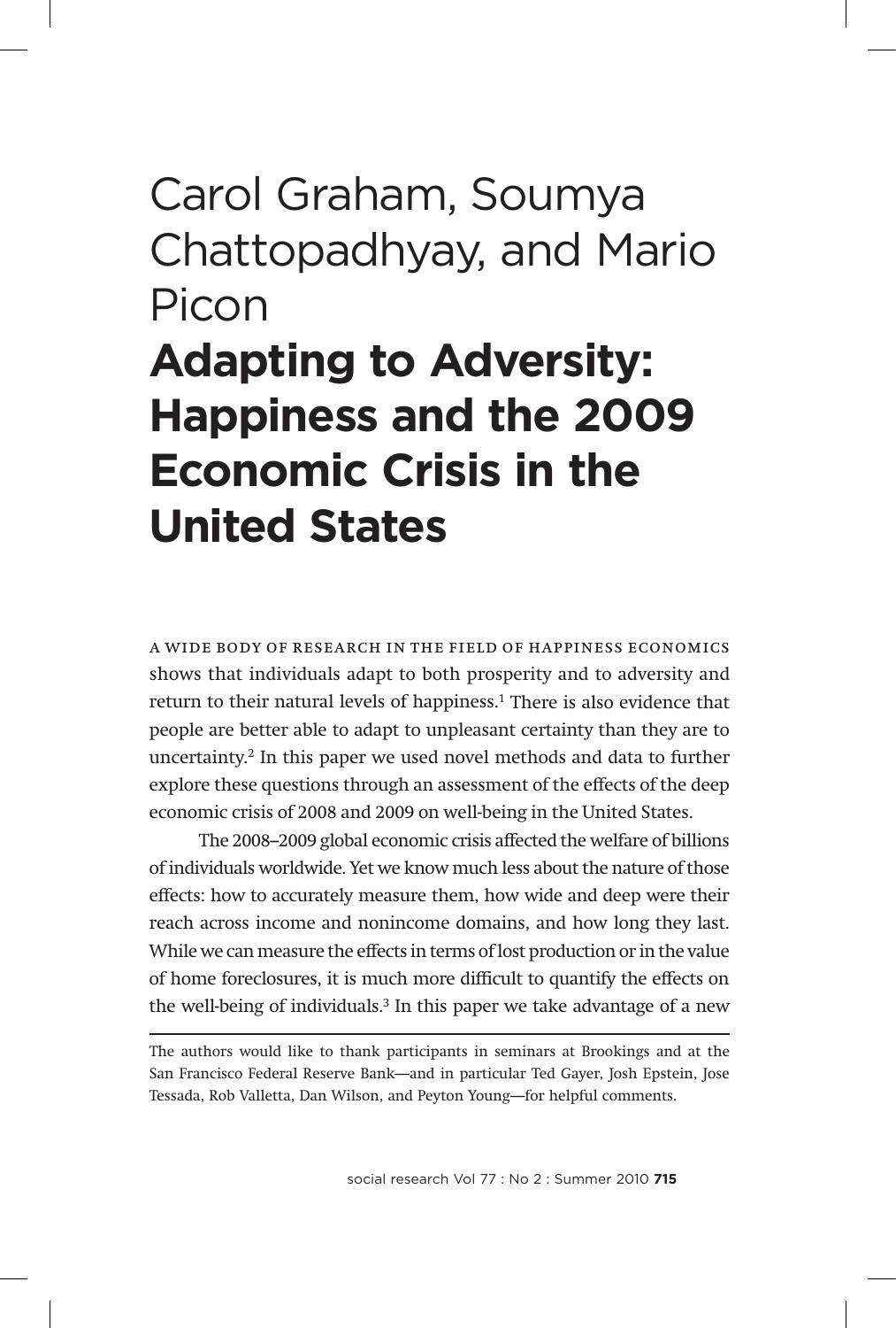# Carol Graham, Soumya Chattopadhyay, and Mario Picon

# **Adapting to Adversity: Happiness and the 2009 Economic Crisis in the United States**

A WIDE BODY OF RESEARCH IN THE FIELD OF HAPPINESS ECONOMICS shows that individuals adapt to both prosperity and to adversity and return to their natural levels of happiness.[1] There is also evidence that people are better able to adapt to unpleasant certainty than they are to uncertainty.[2] In this paper we used novel methods and data to further explore these questions through an assessment of the effects of the deep economic crisis of 2008 and 2009 on well-being in the United States.

The 2008–2009 global economic crisis affected the welfare of billions of individuals worldwide. Yet we know much less about the nature of those effects: how to accurately measure them, how wide and deep were their reach across income and nonincome domains, and how long they last. While we can measure the effects in terms of lost production or in the value of home foreclosures, it is much more difficult to quantify the effects on the well-being of individuals.[3] In this paper we take advantage of a new

---

The authors would like to thank participants in seminars at Brookings and at the San Francisco Federal Reserve Bank—and in particular Ted Gayer, Josh Epstein, Jose Tessada, Rob Valletta, Dan Wilson, and Peyton Young—for helpful comments.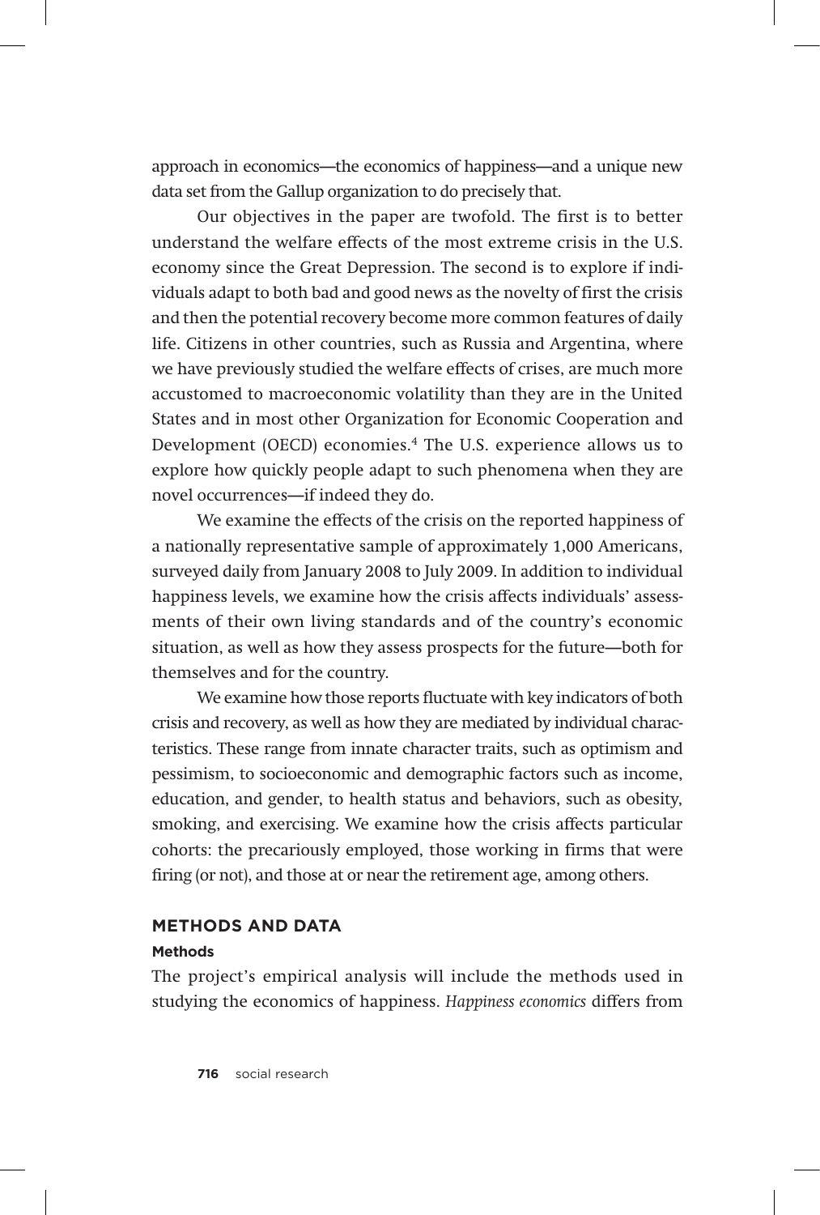approach in economics—the economics of happiness—and a unique new data set from the Gallup organization to do precisely that.

Our objectives in the paper are twofold. The first is to better understand the welfare effects of the most extreme crisis in the U.S. economy since the Great Depression. The second is to explore if individuals adapt to both bad and good news as the novelty of first the crisis and then the potential recovery become more common features of daily life. Citizens in other countries, such as Russia and Argentina, where we have previously studied the welfare effects of crises, are much more accustomed to macroeconomic volatility than they are in the United States and in most other Organization for Economic Cooperation and Development (OECD) economies.[4] The U.S. experience allows us to explore how quickly people adapt to such phenomena when they are novel occurrences—if indeed they do.

We examine the effects of the crisis on the reported happiness of a nationally representative sample of approximately 1,000 Americans, surveyed daily from January 2008 to July 2009. In addition to individual happiness levels, we examine how the crisis affects individuals' assessments of their own living standards and of the country's economic situation, as well as how they assess prospects for the future—both for themselves and for the country.

We examine how those reports fluctuate with key indicators of both crisis and recovery, as well as how they are mediated by individual characteristics. These range from innate character traits, such as optimism and pessimism, to socioeconomic and demographic factors such as income, education, and gender, to health status and behaviors, such as obesity, smoking, and exercising. We examine how the crisis affects particular cohorts: the precariously employed, those working in firms that were firing (or not), and those at or near the retirement age, among others.

## METHODS AND DATA

### Methods

The project's empirical analysis will include the methods used in studying the economics of happiness. *Happiness economics* differs from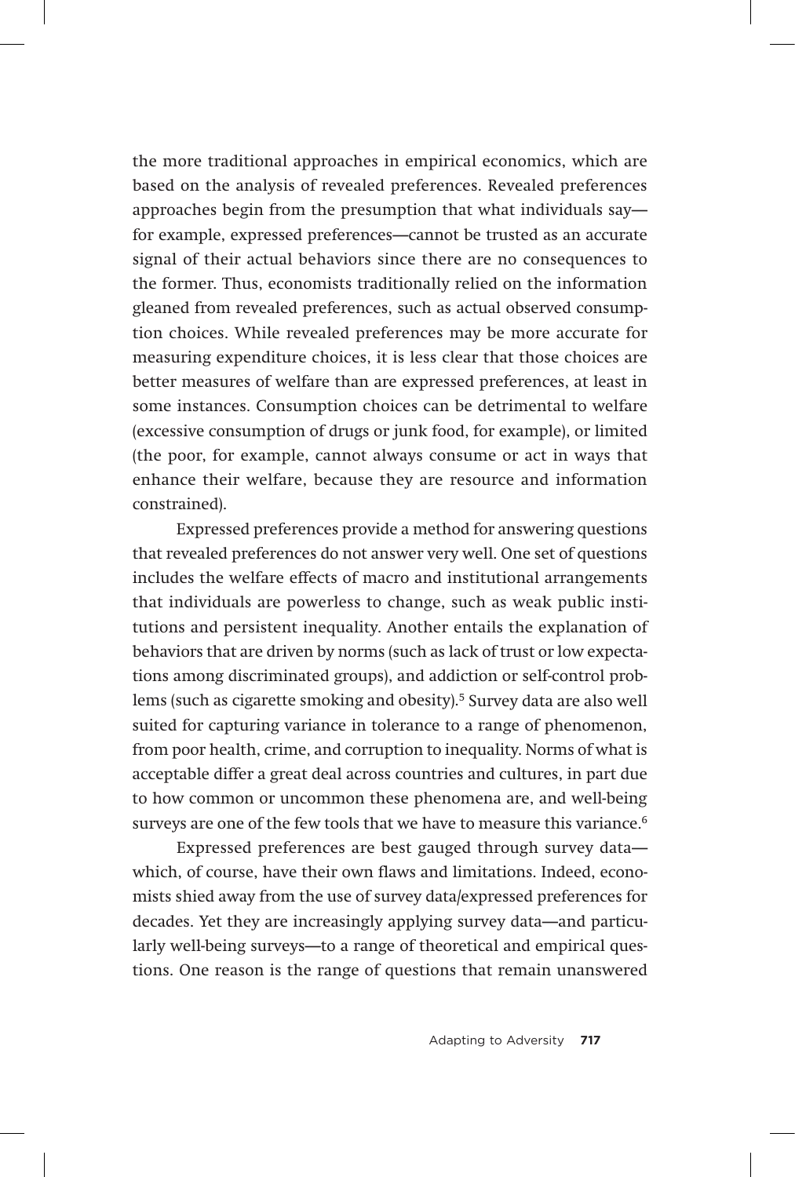the more traditional approaches in empirical economics, which are based on the analysis of revealed preferences. Revealed preferences approaches begin from the presumption that what individuals say—for example, expressed preferences—cannot be trusted as an accurate signal of their actual behaviors since there are no consequences to the former. Thus, economists traditionally relied on the information gleaned from revealed preferences, such as actual observed consumption choices. While revealed preferences may be more accurate for measuring expenditure choices, it is less clear that those choices are better measures of welfare than are expressed preferences, at least in some instances. Consumption choices can be detrimental to welfare (excessive consumption of drugs or junk food, for example), or limited (the poor, for example, cannot always consume or act in ways that enhance their welfare, because they are resource and information constrained).

Expressed preferences provide a method for answering questions that revealed preferences do not answer very well. One set of questions includes the welfare effects of macro and institutional arrangements that individuals are powerless to change, such as weak public institutions and persistent inequality. Another entails the explanation of behaviors that are driven by norms (such as lack of trust or low expectations among discriminated groups), and addiction or self-control problems (such as cigarette smoking and obesity).[5] Survey data are also well suited for capturing variance in tolerance to a range of phenomenon, from poor health, crime, and corruption to inequality. Norms of what is acceptable differ a great deal across countries and cultures, in part due to how common or uncommon these phenomena are, and well-being surveys are one of the few tools that we have to measure this variance.[6]

Expressed preferences are best gauged through survey data—which, of course, have their own flaws and limitations. Indeed, economists shied away from the use of survey data/expressed preferences for decades. Yet they are increasingly applying survey data—and particularly well-being surveys—to a range of theoretical and empirical questions. One reason is the range of questions that remain unanswered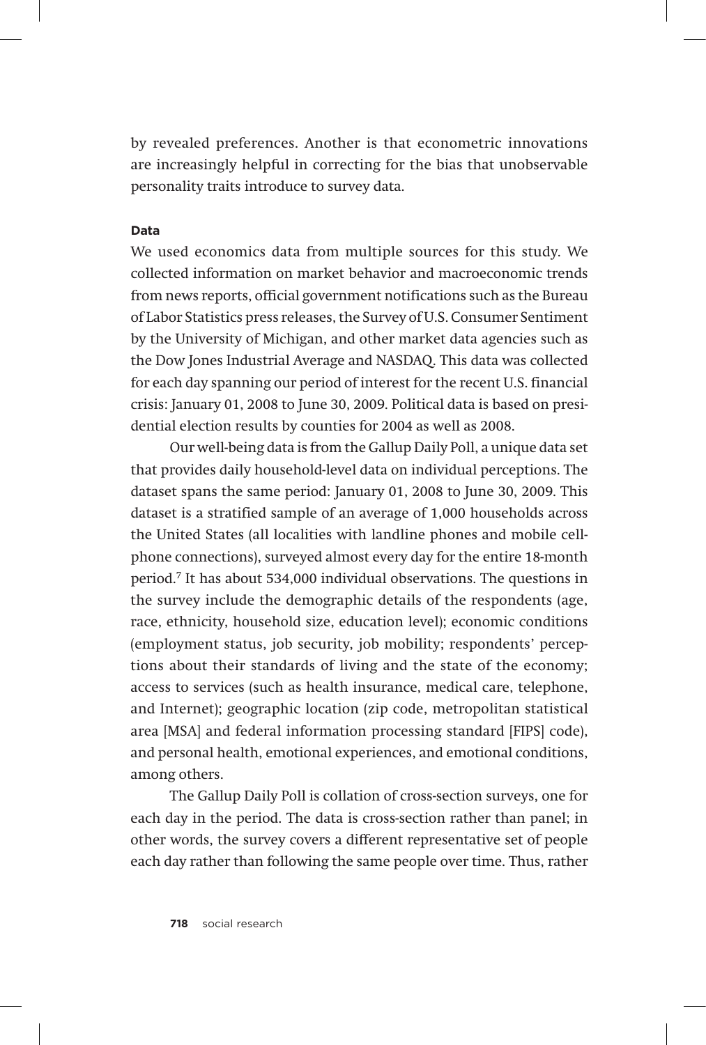by revealed preferences. Another is that econometric innovations are increasingly helpful in correcting for the bias that unobservable personality traits introduce to survey data.

### Data

We used economics data from multiple sources for this study. We collected information on market behavior and macroeconomic trends from news reports, official government notifications such as the Bureau of Labor Statistics press releases, the Survey of U.S. Consumer Sentiment by the University of Michigan, and other market data agencies such as the Dow Jones Industrial Average and NASDAQ. This data was collected for each day spanning our period of interest for the recent U.S. financial crisis: January 01, 2008 to June 30, 2009. Political data is based on presidential election results by counties for 2004 as well as 2008.

Our well-being data is from the Gallup Daily Poll, a unique data set that provides daily household-level data on individual perceptions. The dataset spans the same period: January 01, 2008 to June 30, 2009. This dataset is a stratified sample of an average of 1,000 households across the United States (all localities with landline phones and mobile cellphone connections), surveyed almost every day for the entire 18-month period.[7] It has about 534,000 individual observations. The questions in the survey include the demographic details of the respondents (age, race, ethnicity, household size, education level); economic conditions (employment status, job security, job mobility; respondents' perceptions about their standards of living and the state of the economy; access to services (such as health insurance, medical care, telephone, and Internet); geographic location (zip code, metropolitan statistical area [MSA] and federal information processing standard [FIPS] code), and personal health, emotional experiences, and emotional conditions, among others.

The Gallup Daily Poll is collation of cross-section surveys, one for each day in the period. The data is cross-section rather than panel; in other words, the survey covers a different representative set of people each day rather than following the same people over time. Thus, rather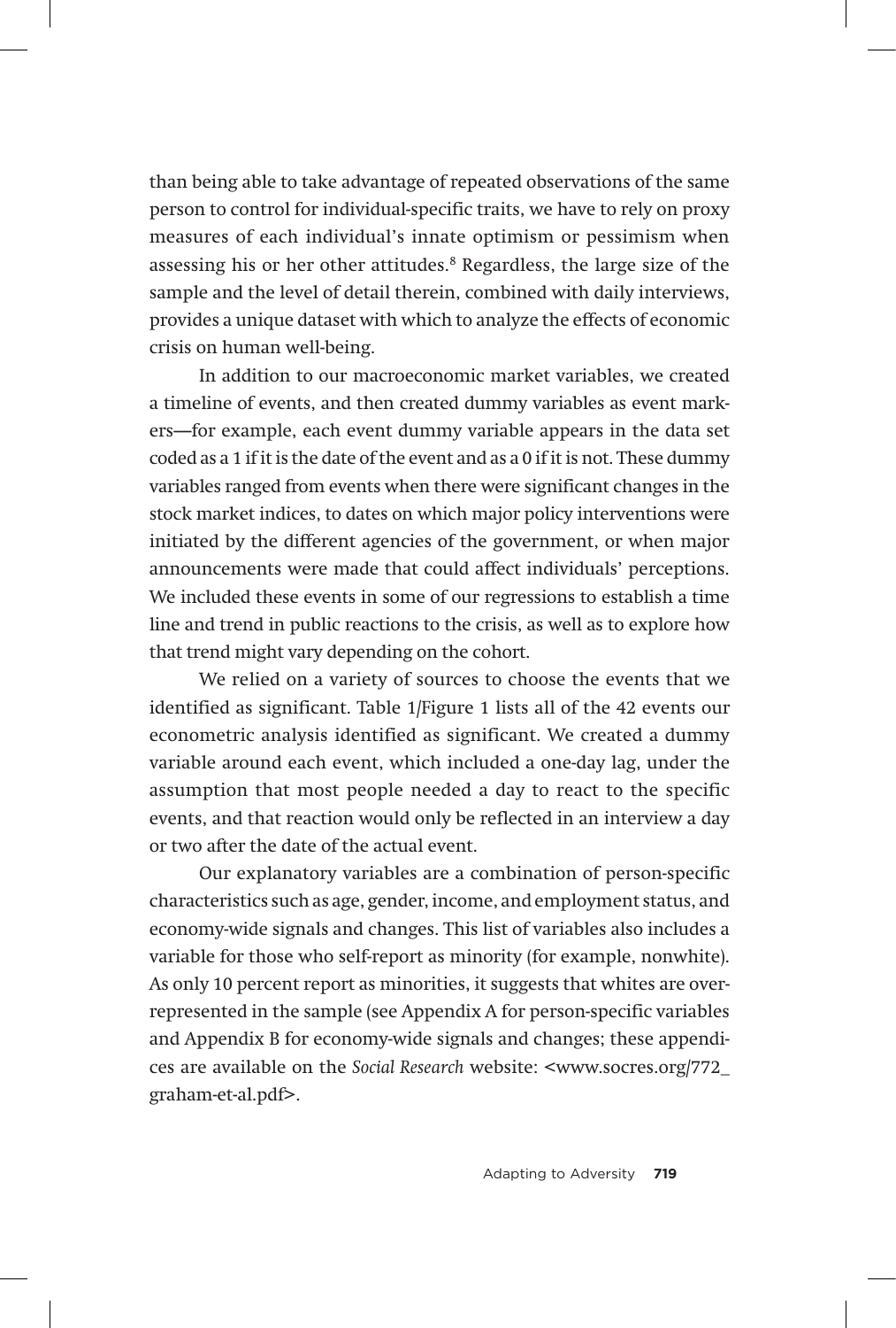than being able to take advantage of repeated observations of the same person to control for individual-specific traits, we have to rely on proxy measures of each individual's innate optimism or pessimism when assessing his or her other attitudes.[8] Regardless, the large size of the sample and the level of detail therein, combined with daily interviews, provides a unique dataset with which to analyze the effects of economic crisis on human well-being.

In addition to our macroeconomic market variables, we created a timeline of events, and then created dummy variables as event markers—for example, each event dummy variable appears in the data set coded as a 1 if it is the date of the event and as a 0 if it is not. These dummy variables ranged from events when there were significant changes in the stock market indices, to dates on which major policy interventions were initiated by the different agencies of the government, or when major announcements were made that could affect individuals' perceptions. We included these events in some of our regressions to establish a time line and trend in public reactions to the crisis, as well as to explore how that trend might vary depending on the cohort.

We relied on a variety of sources to choose the events that we identified as significant. Table 1/Figure 1 lists all of the 42 events our econometric analysis identified as significant. We created a dummy variable around each event, which included a one-day lag, under the assumption that most people needed a day to react to the specific events, and that reaction would only be reflected in an interview a day or two after the date of the actual event.

Our explanatory variables are a combination of person-specific characteristics such as age, gender, income, and employment status, and economy-wide signals and changes. This list of variables also includes a variable for those who self-report as minority (for example, nonwhite). As only 10 percent report as minorities, it suggests that whites are overrepresented in the sample (see Appendix A for person-specific variables and Appendix B for economy-wide signals and changes; these appendices are available on the *Social Research* website: <www.socres.org/772_graham-et-al.pdf>.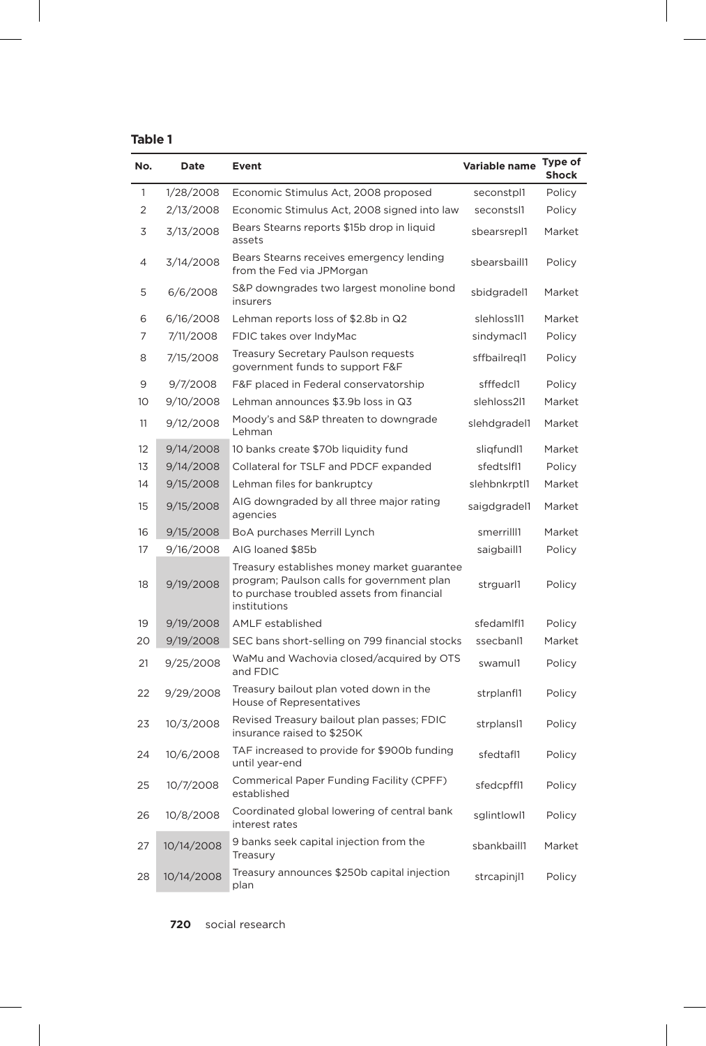**Table 1**

| No. | Date | Event | Variable name | Type of Shock |
|---|---|---|---|---|
| 1 | 1/28/2008 | Economic Stimulus Act, 2008 proposed | seconstpl1 | Policy |
| 2 | 2/13/2008 | Economic Stimulus Act, 2008 signed into law | seconstsl1 | Policy |
| 3 | 3/13/2008 | Bears Stearns reports $15b drop in liquid assets | sbearsrepl1 | Market |
| 4 | 3/14/2008 | Bears Stearns receives emergency lending from the Fed via JPMorgan | sbearsbail1 | Policy |
| 5 | 6/6/2008 | S&P downgrades two largest monoline bond insurers | sbidgradel1 | Market |
| 6 | 6/16/2008 | Lehman reports loss of $2.8b in Q2 | slehloss1l1 | Market |
| 7 | 7/11/2008 | FDIC takes over IndyMac | sindymacl1 | Policy |
| 8 | 7/15/2008 | Treasury Secretary Paulson requests government funds to support F&F | sffbailreql1 | Policy |
| 9 | 9/7/2008 | F&F placed in Federal conservatorship | sfffedcl1 | Policy |
| 10 | 9/10/2008 | Lehman announces $3.9b loss in Q3 | slehloss2l1 | Market |
| 11 | 9/12/2008 | Moody's and S&P threaten to downgrade Lehman | slehdgradel1 | Market |
| 12 | 9/14/2008 | 10 banks create $70b liquidity fund | sliqfundl1 | Market |
| 13 | 9/14/2008 | Collateral for TSLF and PDCF expanded | sfedtslfl1 | Policy |
| 14 | 9/15/2008 | Lehman files for bankruptcy | slehbnkrptl1 | Market |
| 15 | 9/15/2008 | AIG downgraded by all three major rating agencies | saigdgradel1 | Market |
| 16 | 9/15/2008 | BoA purchases Merrill Lynch | smerrilll1 | Market |
| 17 | 9/16/2008 | AIG loaned $85b | saigbaill1 | Policy |
| 18 | 9/19/2008 | Treasury establishes money market guarantee program; Paulson calls for government plan to purchase troubled assets from financial institutions | strguarl1 | Policy |
| 19 | 9/19/2008 | AMLF established | sfedamlfl1 | Policy |
| 20 | 9/19/2008 | SEC bans short-selling on 799 financial stocks | ssecbanl1 | Market |
| 21 | 9/25/2008 | WaMu and Wachovia closed/acquired by OTS and FDIC | swamul1 | Policy |
| 22 | 9/29/2008 | Treasury bailout plan voted down in the House of Representatives | strplanfl1 | Policy |
| 23 | 10/3/2008 | Revised Treasury bailout plan passes; FDIC insurance raised to $250K | strplansl1 | Policy |
| 24 | 10/6/2008 | TAF increased to provide for $900b funding until year-end | sfedtafl1 | Policy |
| 25 | 10/7/2008 | Commerical Paper Funding Facility (CPFF) established | sfedcpffl1 | Policy |
| 26 | 10/8/2008 | Coordinated global lowering of central bank interest rates | sglintlowl1 | Policy |
| 27 | 10/14/2008 | 9 banks seek capital injection from the Treasury | sbankbail1 | Market |
| 28 | 10/14/2008 | Treasury announces $250b capital injection plan | strcapinjl1 | Policy |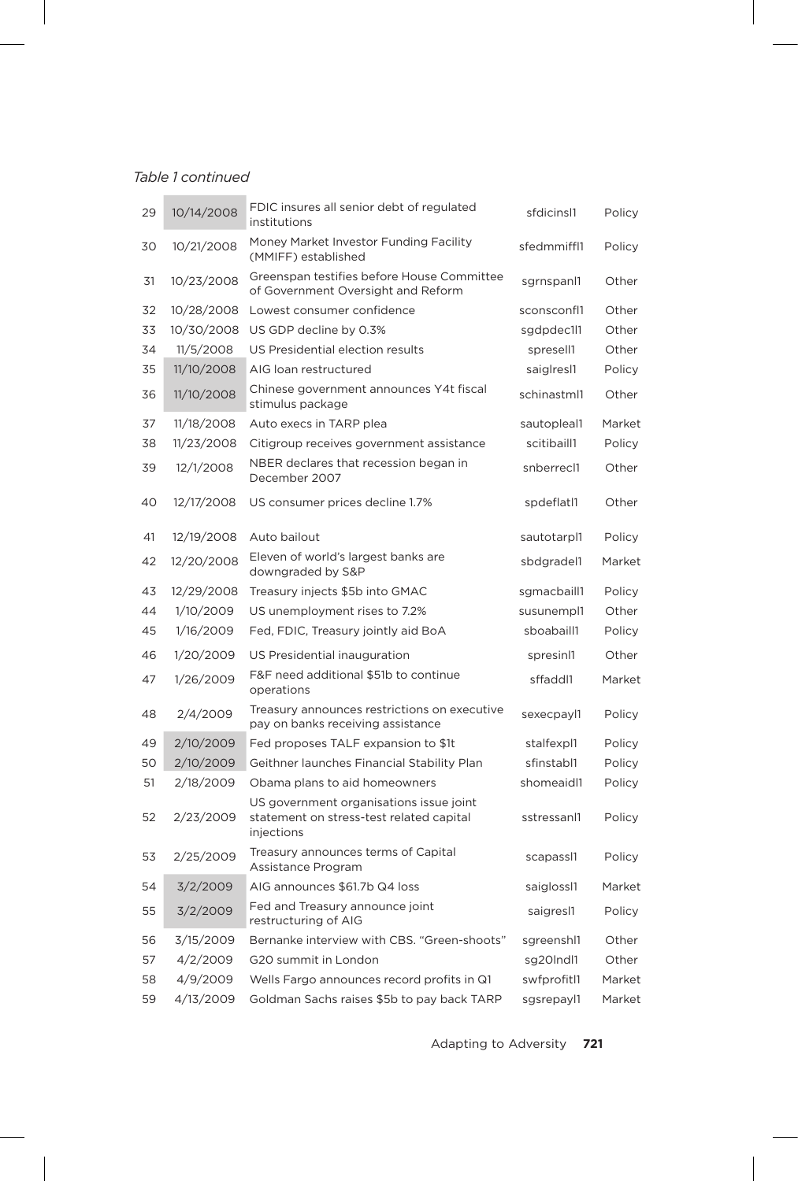*Table 1 continued*

| | | | | |
|---|---|---|---|---|
| 29 | 10/14/2008 | FDIC insures all senior debt of regulated institutions | sfdicinsl1 | Policy |
| 30 | 10/21/2008 | Money Market Investor Funding Facility (MMIFF) established | sfedmmiffl1 | Policy |
| 31 | 10/23/2008 | Greenspan testifies before House Committee of Government Oversight and Reform | sgrnspanl1 | Other |
| 32 | 10/28/2008 | Lowest consumer confidence | sconsconfl1 | Other |
| 33 | 10/30/2008 | US GDP decline by 0.3% | sgdpdecl1l1 | Other |
| 34 | 11/5/2008 | US Presidential election results | spresell1 | Other |
| 35 | 11/10/2008 | AIG loan restructured | saiglresl1 | Policy |
| 36 | 11/10/2008 | Chinese government announces Y4t fiscal stimulus package | schinastml1 | Other |
| 37 | 11/18/2008 | Auto execs in TARP plea | sautopleal1 | Market |
| 38 | 11/23/2008 | Citigroup receives government assistance | scitibaill1 | Policy |
| 39 | 12/1/2008 | NBER declares that recession began in December 2007 | snberrecl1 | Other |
| 40 | 12/17/2008 | US consumer prices decline 1.7% | spdeflatl1 | Other |
| 41 | 12/19/2008 | Auto bailout | sautotarpl1 | Policy |
| 42 | 12/20/2008 | Eleven of world's largest banks are downgraded by S&P | sbdgradel1 | Market |
| 43 | 12/29/2008 | Treasury injects $5b into GMAC | sgmacbaill1 | Policy |
| 44 | 1/10/2009 | US unemployment rises to 7.2% | susunempl1 | Other |
| 45 | 1/16/2009 | Fed, FDIC, Treasury jointly aid BoA | sboabaill1 | Policy |
| 46 | 1/20/2009 | US Presidential inauguration | spresinl1 | Other |
| 47 | 1/26/2009 | F&F need additional $51b to continue operations | sffaddl1 | Market |
| 48 | 2/4/2009 | Treasury announces restrictions on executive pay on banks receiving assistance | sexecpayl1 | Policy |
| 49 | 2/10/2009 | Fed proposes TALF expansion to $1t | stalfexpl1 | Policy |
| 50 | 2/10/2009 | Geithner launches Financial Stability Plan | sfinstabl1 | Policy |
| 51 | 2/18/2009 | Obama plans to aid homeowners | shomeaidl1 | Policy |
| 52 | 2/23/2009 | US government organisations issue joint statement on stress-test related capital injections | sstressanl1 | Policy |
| 53 | 2/25/2009 | Treasury announces terms of Capital Assistance Program | scapassl1 | Policy |
| 54 | 3/2/2009 | AIG announces $61.7b Q4 loss | saiglossl1 | Market |
| 55 | 3/2/2009 | Fed and Treasury announce joint restructuring of AIG | saigresl1 | Policy |
| 56 | 3/15/2009 | Bernanke interview with CBS. "Green-shoots" | sgreenshl1 | Other |
| 57 | 4/2/2009 | G20 summit in London | sg20lndl1 | Other |
| 58 | 4/9/2009 | Wells Fargo announces record profits in Q1 | swfprofitl1 | Market |
| 59 | 4/13/2009 | Goldman Sachs raises $5b to pay back TARP | sgsrepayl1 | Market |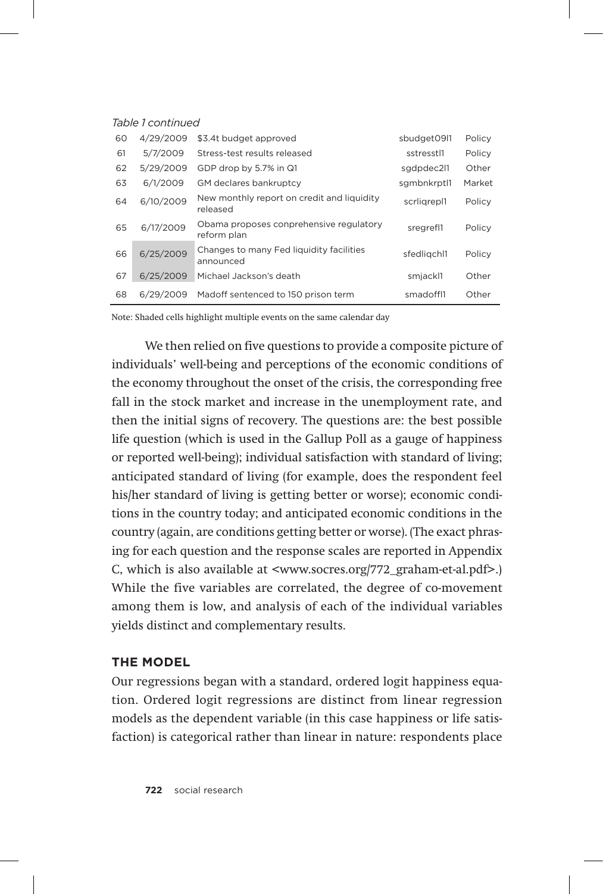*Table 1 continued*

| | | | | |
|---|---|---|---|---|
| 60 | 4/29/2009 | $3.4t budget approved | sbudget09l1 | Policy |
| 61 | 5/7/2009 | Stress-test results released | sstresstl1 | Policy |
| 62 | 5/29/2009 | GDP drop by 5.7% in Q1 | sgdpdec2l1 | Other |
| 63 | 6/1/2009 | GM declares bankruptcy | sgmbnkrptl1 | Market |
| 64 | 6/10/2009 | New monthly report on credit and liquidity released | scrliqrepl1 | Policy |
| 65 | 6/17/2009 | Obama proposes conprehensive regulatory reform plan | sregrefl1 | Policy |
| 66 | 6/25/2009 | Changes to many Fed liquidity facilities announced | sfedliqchl1 | Policy |
| 67 | 6/25/2009 | Michael Jackson's death | smjackl1 | Other |
| 68 | 6/29/2009 | Madoff sentenced to 150 prison term | smadoffl1 | Other |

Note: Shaded cells highlight multiple events on the same calendar day

We then relied on five questions to provide a composite picture of individuals' well-being and perceptions of the economic conditions of the economy throughout the onset of the crisis, the corresponding free fall in the stock market and increase in the unemployment rate, and then the initial signs of recovery. The questions are: the best possible life question (which is used in the Gallup Poll as a gauge of happiness or reported well-being); individual satisfaction with standard of living; anticipated standard of living (for example, does the respondent feel his/her standard of living is getting better or worse); economic conditions in the country today; and anticipated economic conditions in the country (again, are conditions getting better or worse). (The exact phrasing for each question and the response scales are reported in Appendix C, which is also available at <www.socres.org/772_graham-et-al.pdf>.) While the five variables are correlated, the degree of co-movement among them is low, and analysis of each of the individual variables yields distinct and complementary results.

## THE MODEL

Our regressions began with a standard, ordered logit happiness equation. Ordered logit regressions are distinct from linear regression models as the dependent variable (in this case happiness or life satisfaction) is categorical rather than linear in nature: respondents place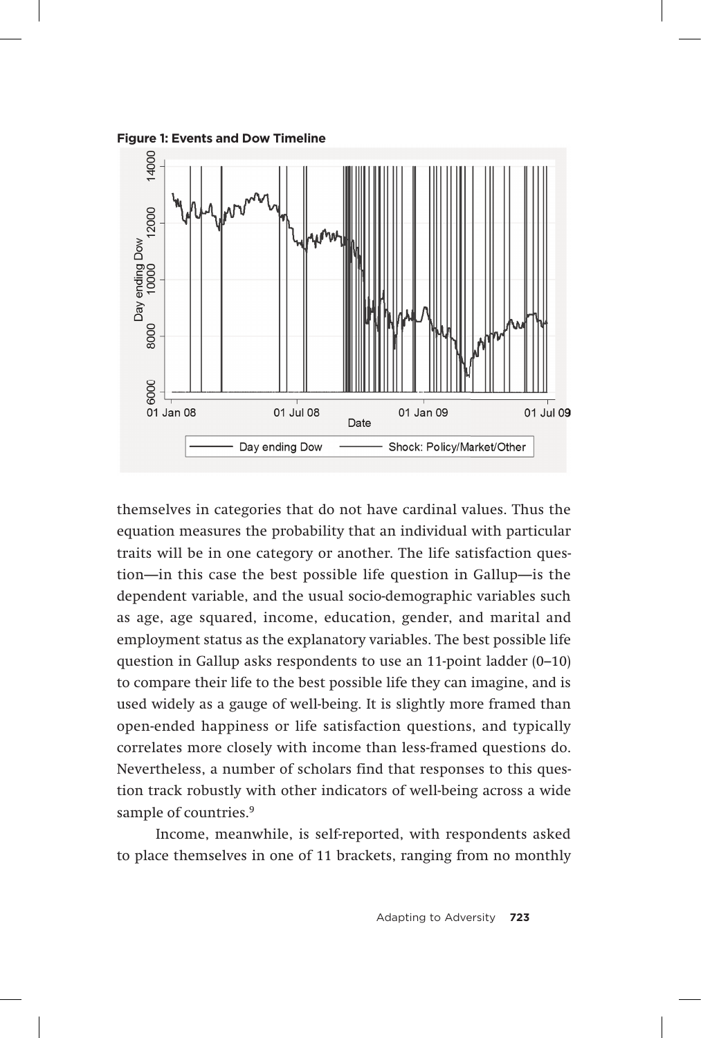**Figure 1: Events and Dow Timeline**

Day ending Dow

14000

12000

10000

8000

6000

01 Jan 08

01 Jul 08

01 Jan 09

01 Jul 09

Date

Day ending Dow

Shock: Policy/Market/Other

themselves in categories that do not have cardinal values. Thus the equation measures the probability that an individual with particular traits will be in one category or another. The life satisfaction question—in this case the best possible life question in Gallup—is the dependent variable, and the usual socio-demographic variables such as age, age squared, income, education, gender, and marital and employment status as the explanatory variables. The best possible life question in Gallup asks respondents to use an 11-point ladder (0–10) to compare their life to the best possible life they can imagine, and is used widely as a gauge of well-being. It is slightly more framed than open-ended happiness or life satisfaction questions, and typically correlates more closely with income than less-framed questions do. Nevertheless, a number of scholars find that responses to this question track robustly with other indicators of well-being across a wide sample of countries.[9]

Income, meanwhile, is self-reported, with respondents asked to place themselves in one of 11 brackets, ranging from no monthly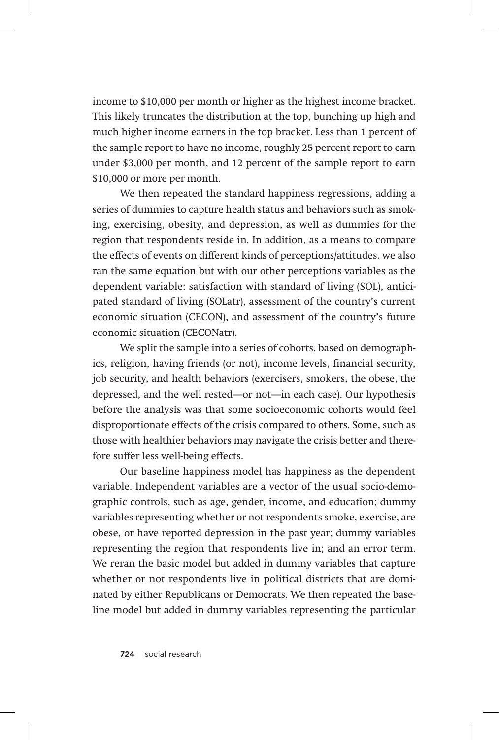income to $10,000 per month or higher as the highest income bracket. This likely truncates the distribution at the top, bunching up high and much higher income earners in the top bracket. Less than 1 percent of the sample report to have no income, roughly 25 percent report to earn under $3,000 per month, and 12 percent of the sample report to earn $10,000 or more per month.

We then repeated the standard happiness regressions, adding a series of dummies to capture health status and behaviors such as smoking, exercising, obesity, and depression, as well as dummies for the region that respondents reside in. In addition, as a means to compare the effects of events on different kinds of perceptions/attitudes, we also ran the same equation but with our other perceptions variables as the dependent variable: satisfaction with standard of living (SOL), anticipated standard of living (SOLatr), assessment of the country's current economic situation (CECON), and assessment of the country's future economic situation (CECONatr).

We split the sample into a series of cohorts, based on demographics, religion, having friends (or not), income levels, financial security, job security, and health behaviors (exercisers, smokers, the obese, the depressed, and the well rested—or not—in each case). Our hypothesis before the analysis was that some socioeconomic cohorts would feel disproportionate effects of the crisis compared to others. Some, such as those with healthier behaviors may navigate the crisis better and therefore suffer less well-being effects.

Our baseline happiness model has happiness as the dependent variable. Independent variables are a vector of the usual socio-demographic controls, such as age, gender, income, and education; dummy variables representing whether or not respondents smoke, exercise, are obese, or have reported depression in the past year; dummy variables representing the region that respondents live in; and an error term. We reran the basic model but added in dummy variables that capture whether or not respondents live in political districts that are dominated by either Republicans or Democrats. We then repeated the baseline model but added in dummy variables representing the particular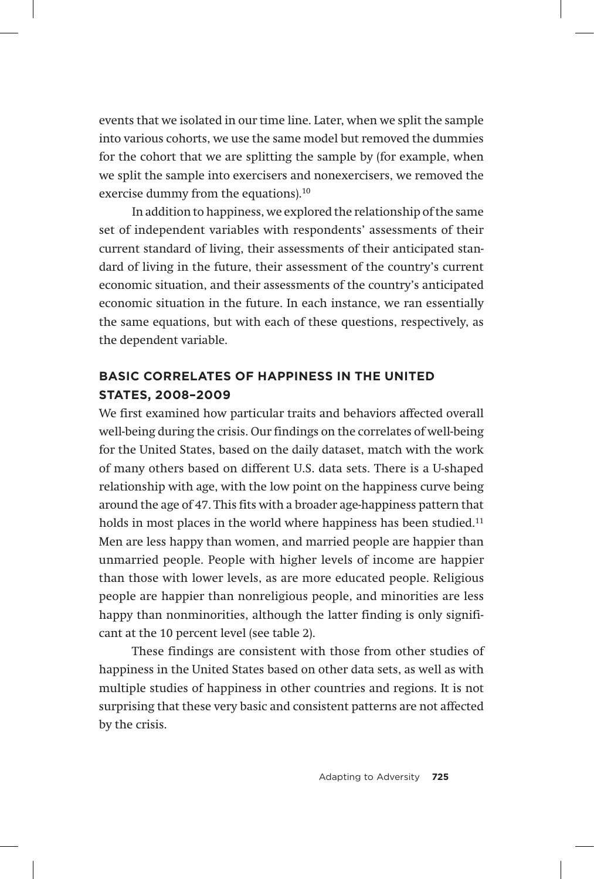events that we isolated in our time line. Later, when we split the sample into various cohorts, we use the same model but removed the dummies for the cohort that we are splitting the sample by (for example, when we split the sample into exercisers and nonexercisers, we removed the exercise dummy from the equations).[10]

In addition to happiness, we explored the relationship of the same set of independent variables with respondents' assessments of their current standard of living, their assessments of their anticipated standard of living in the future, their assessment of the country's current economic situation, and their assessments of the country's anticipated economic situation in the future. In each instance, we ran essentially the same equations, but with each of these questions, respectively, as the dependent variable.

## BASIC CORRELATES OF HAPPINESS IN THE UNITED STATES, 2008–2009

We first examined how particular traits and behaviors affected overall well-being during the crisis. Our findings on the correlates of well-being for the United States, based on the daily dataset, match with the work of many others based on different U.S. data sets. There is a U-shaped relationship with age, with the low point on the happiness curve being around the age of 47. This fits with a broader age-happiness pattern that holds in most places in the world where happiness has been studied.[11] Men are less happy than women, and married people are happier than unmarried people. People with higher levels of income are happier than those with lower levels, as are more educated people. Religious people are happier than nonreligious people, and minorities are less happy than nonminorities, although the latter finding is only significant at the 10 percent level (see table 2).

These findings are consistent with those from other studies of happiness in the United States based on other data sets, as well as with multiple studies of happiness in other countries and regions. It is not surprising that these very basic and consistent patterns are not affected by the crisis.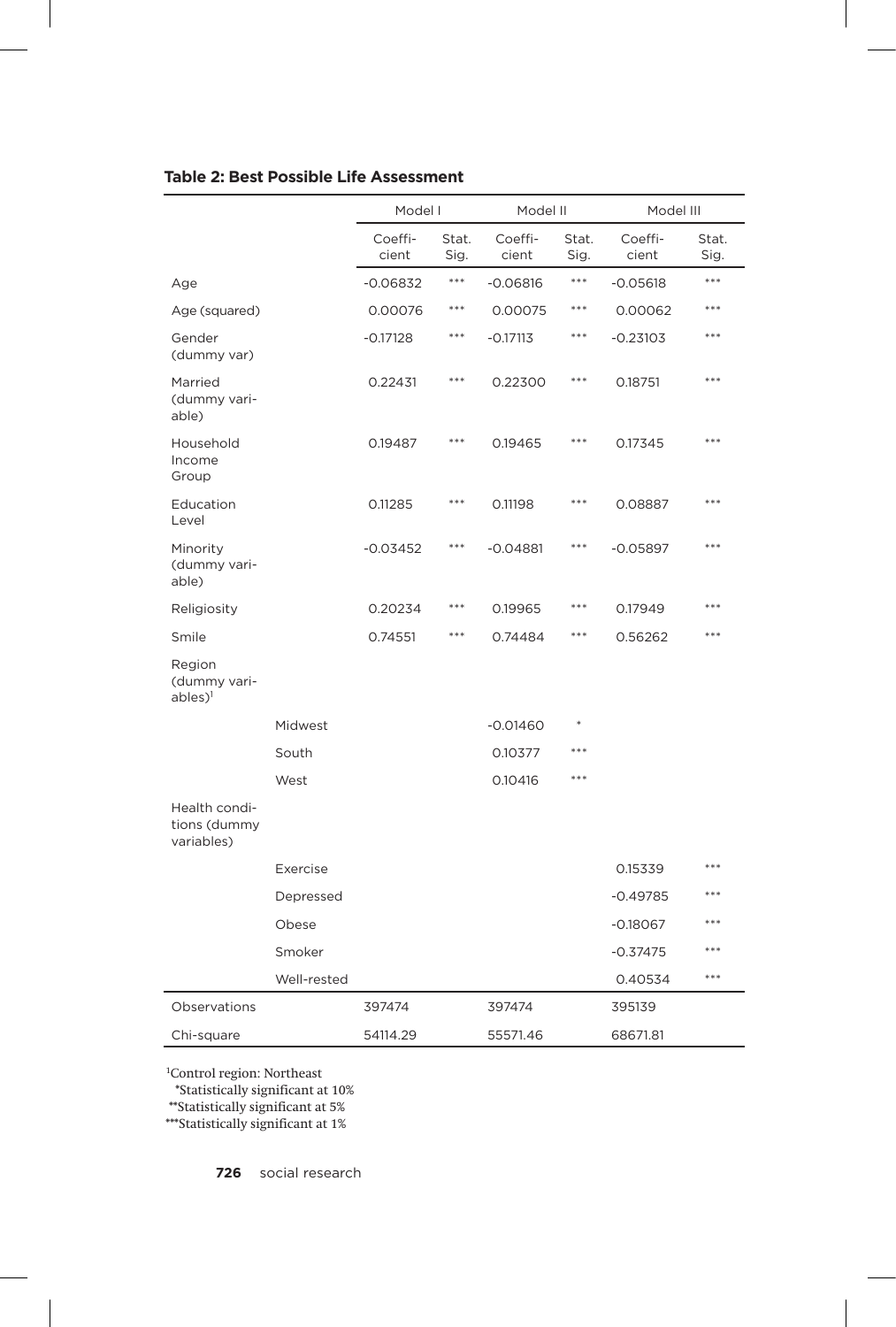**Table 2: Best Possible Life Assessment**

| | | Model I | | Model II | | Model III | |
|---|---|---|---|---|---|---|---|
| | | Coefficient | Stat. Sig. | Coefficient | Stat. Sig. | Coefficient | Stat. Sig. |
| Age | | -0.06832 | *** | -0.06816 | *** | -0.05618 | *** |
| Age (squared) | | 0.00076 | *** | 0.00075 | *** | 0.00062 | *** |
| Gender (dummy var) | | -0.17128 | *** | -0.17113 | *** | -0.23103 | *** |
| Married (dummy variable) | | 0.22431 | *** | 0.22300 | *** | 0.18751 | *** |
| Household Income Group | | 0.19487 | *** | 0.19465 | *** | 0.17345 | *** |
| Education Level | | 0.11285 | *** | 0.11198 | *** | 0.08887 | *** |
| Minority (dummy variable) | | -0.03452 | *** | -0.04881 | *** | -0.05897 | *** |
| Religiosity | | 0.20234 | *** | 0.19965 | *** | 0.17949 | *** |
| Smile | | 0.74551 | *** | 0.74484 | *** | 0.56262 | *** |
| Region (dummy variables)[1] | | | | | | | |
| | Midwest | | | -0.01460 | * | | |
| | South | | | 0.10377 | *** | | |
| | West | | | 0.10416 | *** | | |
| Health conditions (dummy variables) | | | | | | | |
| | Exercise | | | | | 0.15339 | *** |
| | Depressed | | | | | -0.49785 | *** |
| | Obese | | | | | -0.18067 | *** |
| | Smoker | | | | | -0.37475 | *** |
| | Well-rested | | | | | 0.40534 | *** |
| Observations | | 397474 | | 397474 | | 395139 | |
| Chi-square | | 54114.29 | | 55571.46 | | 68671.81 | |

[1]Control region: Northeast
*Statistically significant at 10%
**Statistically significant at 5%
***Statistically significant at 1%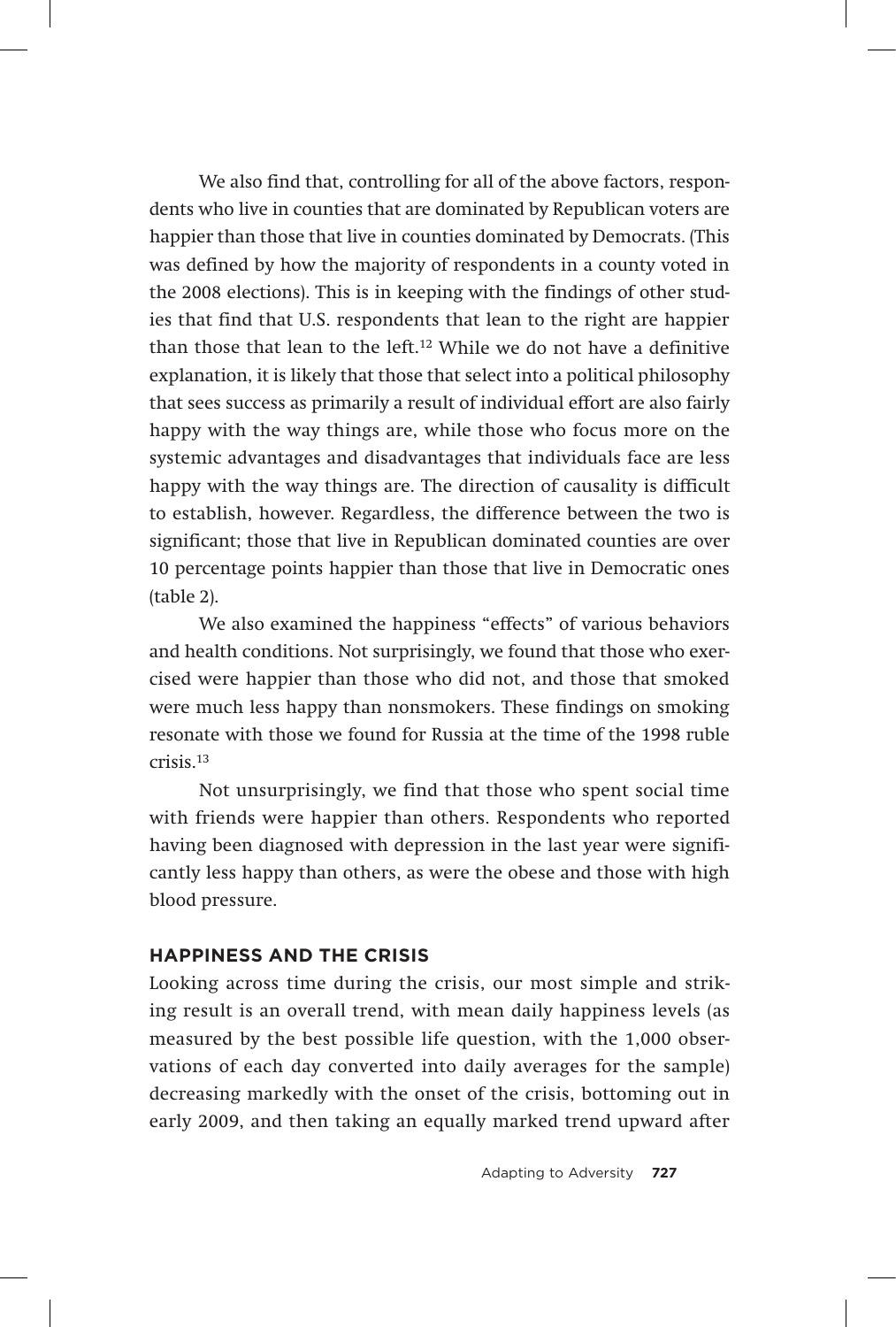We also find that, controlling for all of the above factors, respondents who live in counties that are dominated by Republican voters are happier than those that live in counties dominated by Democrats. (This was defined by how the majority of respondents in a county voted in the 2008 elections). This is in keeping with the findings of other studies that find that U.S. respondents that lean to the right are happier than those that lean to the left.[12] While we do not have a definitive explanation, it is likely that those that select into a political philosophy that sees success as primarily a result of individual effort are also fairly happy with the way things are, while those who focus more on the systemic advantages and disadvantages that individuals face are less happy with the way things are. The direction of causality is difficult to establish, however. Regardless, the difference between the two is significant; those that live in Republican dominated counties are over 10 percentage points happier than those that live in Democratic ones (table 2).

We also examined the happiness "effects" of various behaviors and health conditions. Not surprisingly, we found that those who exercised were happier than those who did not, and those that smoked were much less happy than nonsmokers. These findings on smoking resonate with those we found for Russia at the time of the 1998 ruble crisis.[13]

Not unsurprisingly, we find that those who spent social time with friends were happier than others. Respondents who reported having been diagnosed with depression in the last year were significantly less happy than others, as were the obese and those with high blood pressure.

## HAPPINESS AND THE CRISIS

Looking across time during the crisis, our most simple and striking result is an overall trend, with mean daily happiness levels (as measured by the best possible life question, with the 1,000 observations of each day converted into daily averages for the sample) decreasing markedly with the onset of the crisis, bottoming out in early 2009, and then taking an equally marked trend upward after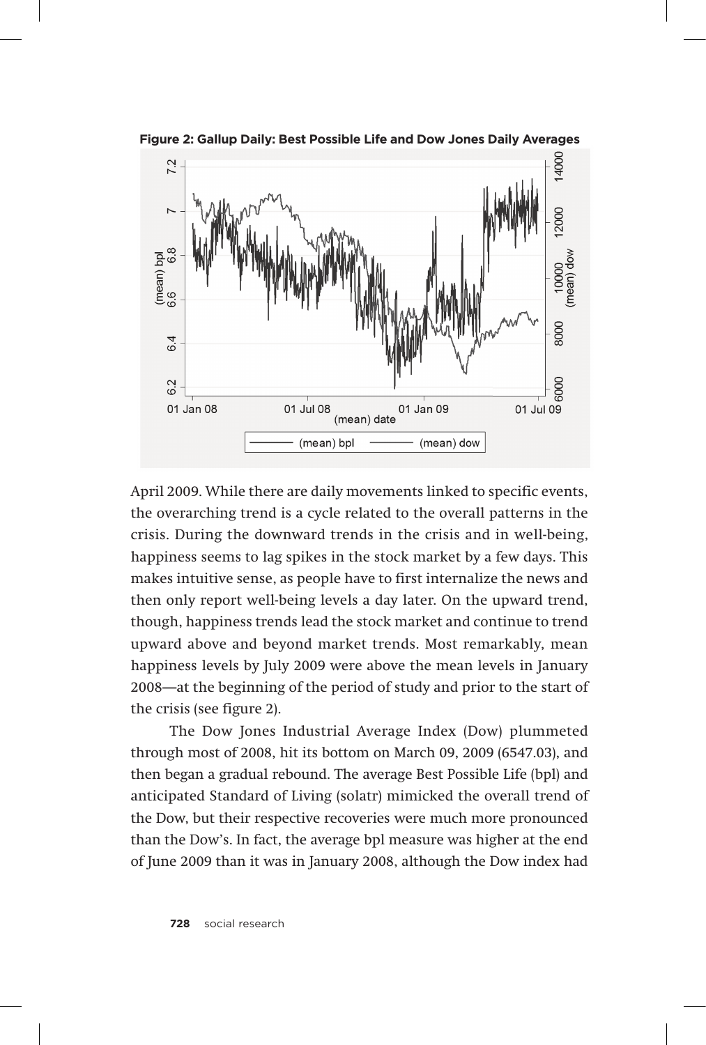**Figure 2: Gallup Daily: Best Possible Life and Dow Jones Daily Averages**

(mean) bpl
7.2
7
6.8
6.6
6.4
6.2

(mean) dow
14000
12000
10000
8000
6000

01 Jan 08
01 Jul 08
01 Jan 09
01 Jul 09
(mean) date

(mean) bpl
(mean) dow

April 2009. While there are daily movements linked to specific events, the overarching trend is a cycle related to the overall patterns in the crisis. During the downward trends in the crisis and in well-being, happiness seems to lag spikes in the stock market by a few days. This makes intuitive sense, as people have to first internalize the news and then only report well-being levels a day later. On the upward trend, though, happiness trends lead the stock market and continue to trend upward above and beyond market trends. Most remarkably, mean happiness levels by July 2009 were above the mean levels in January 2008—at the beginning of the period of study and prior to the start of the crisis (see figure 2).

The Dow Jones Industrial Average Index (Dow) plummeted through most of 2008, hit its bottom on March 09, 2009 (6547.03), and then began a gradual rebound. The average Best Possible Life (bpl) and anticipated Standard of Living (solatr) mimicked the overall trend of the Dow, but their respective recoveries were much more pronounced than the Dow's. In fact, the average bpl measure was higher at the end of June 2009 than it was in January 2008, although the Dow index had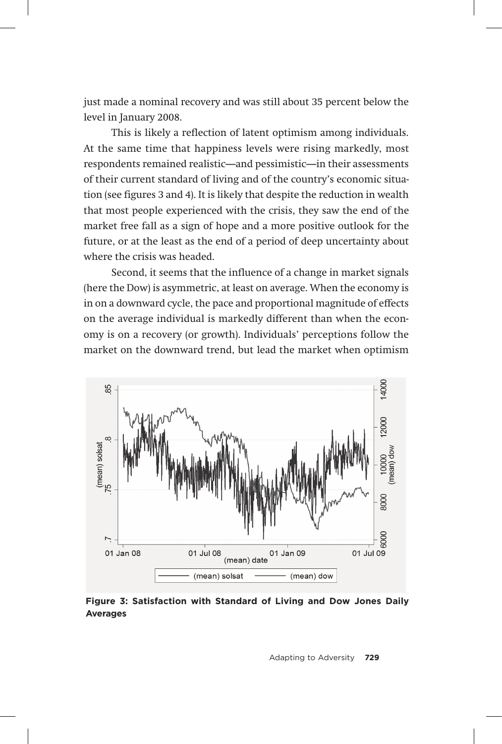just made a nominal recovery and was still about 35 percent below the level in January 2008.

This is likely a reflection of latent optimism among individuals. At the same time that happiness levels were rising markedly, most respondents remained realistic—and pessimistic—in their assessments of their current standard of living and of the country's economic situation (see figures 3 and 4). It is likely that despite the reduction in wealth that most people experienced with the crisis, they saw the end of the market free fall as a sign of hope and a more positive outlook for the future, or at the least as the end of a period of deep uncertainty about where the crisis was headed.

Second, it seems that the influence of a change in market signals (here the Dow) is asymmetric, at least on average. When the economy is in on a downward cycle, the pace and proportional magnitude of effects on the average individual is markedly different than when the economy is on a recovery (or growth). Individuals' perceptions follow the market on the downward trend, but lead the market when optimism

.85
.8
.75
.7
(mean) solsat
14000
12000
10000
8000
6000
(mean) dow
01 Jan 08
01 Jul 08
01 Jan 09
01 Jul 09
(mean) date
(mean) solsat
(mean) dow

**Figure 3: Satisfaction with Standard of Living and Dow Jones Daily Averages**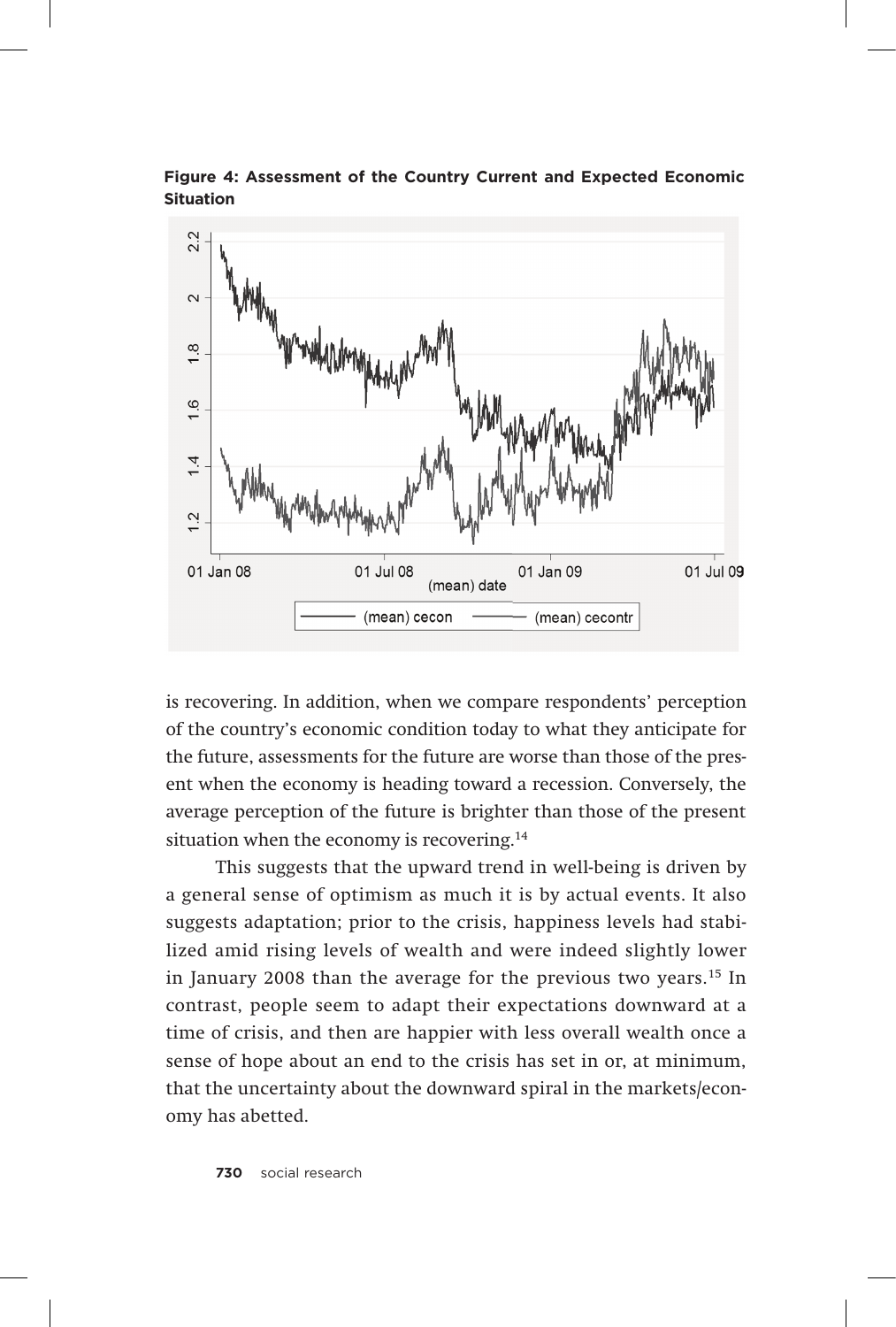**Figure 4: Assessment of the Country Current and Expected Economic Situation**

2.2
2
1.8
1.6
1.4
1.2

01 Jan 08
01 Jul 08
01 Jan 09
01 Jul 09

(mean) date

(mean) cecon
(mean) cecontr

is recovering. In addition, when we compare respondents' perception of the country's economic condition today to what they anticipate for the future, assessments for the future are worse than those of the present when the economy is heading toward a recession. Conversely, the average perception of the future is brighter than those of the present situation when the economy is recovering.[14]

This suggests that the upward trend in well-being is driven by a general sense of optimism as much it is by actual events. It also suggests adaptation; prior to the crisis, happiness levels had stabilized amid rising levels of wealth and were indeed slightly lower in January 2008 than the average for the previous two years.[15] In contrast, people seem to adapt their expectations downward at a time of crisis, and then are happier with less overall wealth once a sense of hope about an end to the crisis has set in or, at minimum, that the uncertainty about the downward spiral in the markets/economy has abetted.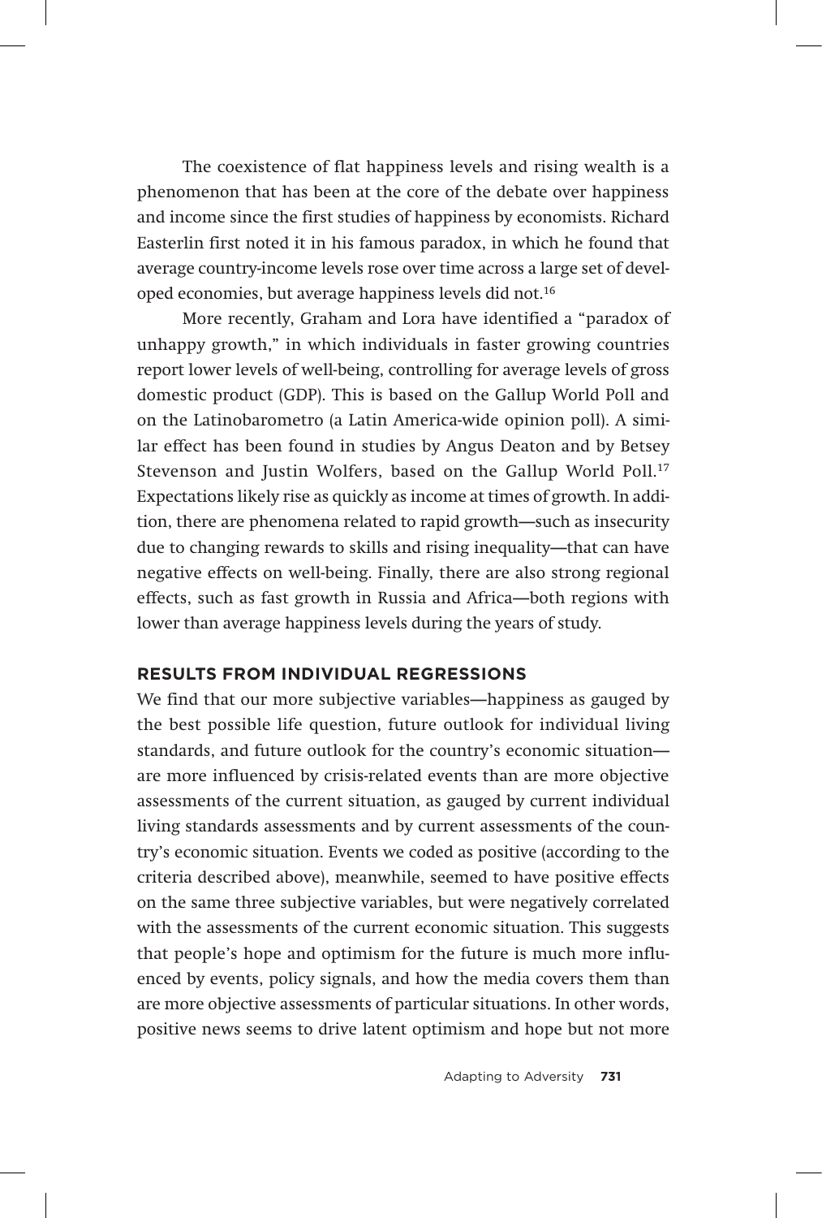The coexistence of flat happiness levels and rising wealth is a phenomenon that has been at the core of the debate over happiness and income since the first studies of happiness by economists. Richard Easterlin first noted it in his famous paradox, in which he found that average country-income levels rose over time across a large set of developed economies, but average happiness levels did not.[16]

More recently, Graham and Lora have identified a "paradox of unhappy growth," in which individuals in faster growing countries report lower levels of well-being, controlling for average levels of gross domestic product (GDP). This is based on the Gallup World Poll and on the Latinobarometro (a Latin America-wide opinion poll). A similar effect has been found in studies by Angus Deaton and by Betsey Stevenson and Justin Wolfers, based on the Gallup World Poll.[17] Expectations likely rise as quickly as income at times of growth. In addition, there are phenomena related to rapid growth—such as insecurity due to changing rewards to skills and rising inequality—that can have negative effects on well-being. Finally, there are also strong regional effects, such as fast growth in Russia and Africa—both regions with lower than average happiness levels during the years of study.

## RESULTS FROM INDIVIDUAL REGRESSIONS

We find that our more subjective variables—happiness as gauged by the best possible life question, future outlook for individual living standards, and future outlook for the country's economic situation—are more influenced by crisis-related events than are more objective assessments of the current situation, as gauged by current individual living standards assessments and by current assessments of the country's economic situation. Events we coded as positive (according to the criteria described above), meanwhile, seemed to have positive effects on the same three subjective variables, but were negatively correlated with the assessments of the current economic situation. This suggests that people's hope and optimism for the future is much more influenced by events, policy signals, and how the media covers them than are more objective assessments of particular situations. In other words, positive news seems to drive latent optimism and hope but not more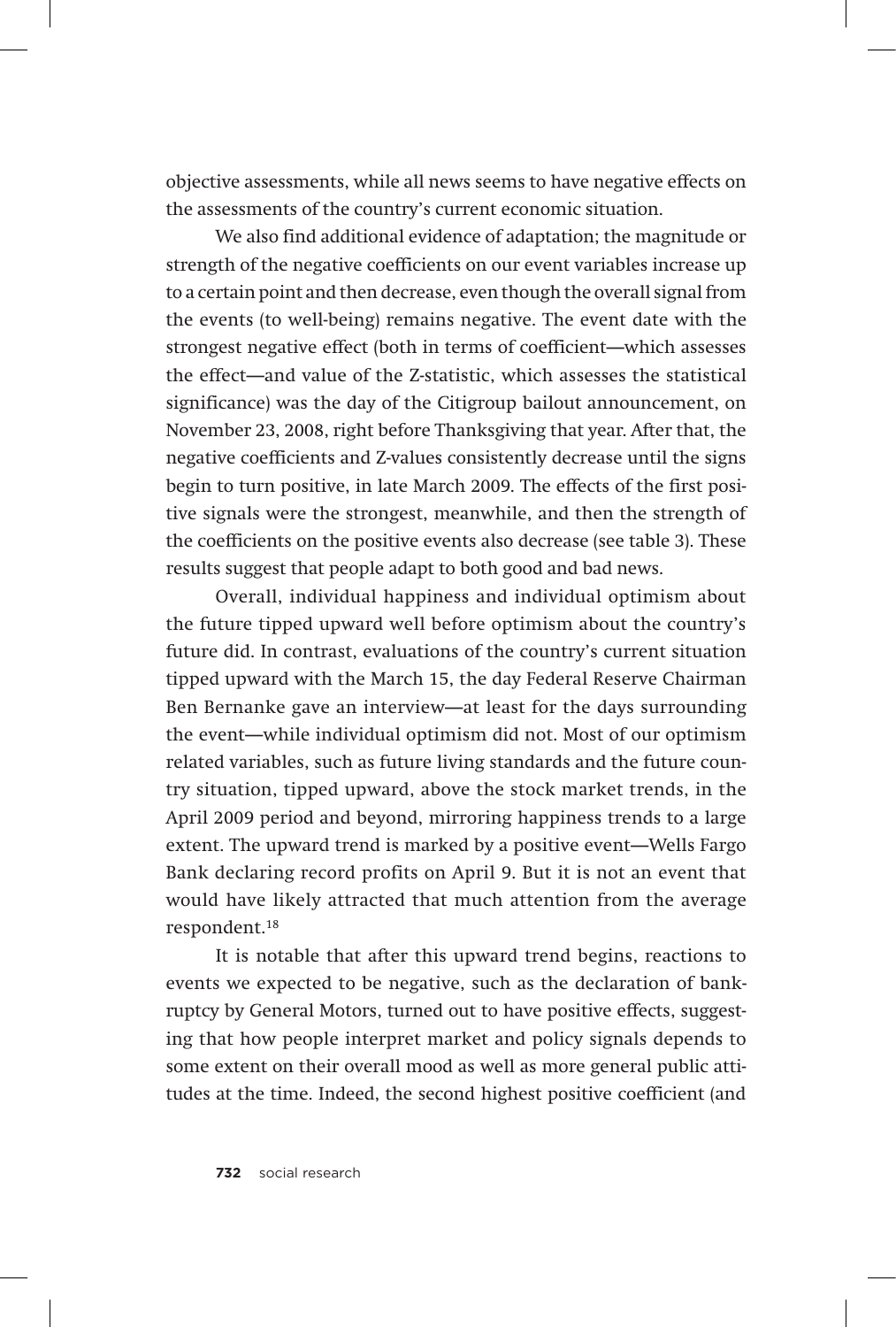objective assessments, while all news seems to have negative effects on the assessments of the country's current economic situation.

We also find additional evidence of adaptation; the magnitude or strength of the negative coefficients on our event variables increase up to a certain point and then decrease, even though the overall signal from the events (to well-being) remains negative. The event date with the strongest negative effect (both in terms of coefficient—which assesses the effect—and value of the Z-statistic, which assesses the statistical significance) was the day of the Citigroup bailout announcement, on November 23, 2008, right before Thanksgiving that year. After that, the negative coefficients and Z-values consistently decrease until the signs begin to turn positive, in late March 2009. The effects of the first positive signals were the strongest, meanwhile, and then the strength of the coefficients on the positive events also decrease (see table 3). These results suggest that people adapt to both good and bad news.

Overall, individual happiness and individual optimism about the future tipped upward well before optimism about the country's future did. In contrast, evaluations of the country's current situation tipped upward with the March 15, the day Federal Reserve Chairman Ben Bernanke gave an interview—at least for the days surrounding the event—while individual optimism did not. Most of our optimism related variables, such as future living standards and the future country situation, tipped upward, above the stock market trends, in the April 2009 period and beyond, mirroring happiness trends to a large extent. The upward trend is marked by a positive event—Wells Fargo Bank declaring record profits on April 9. But it is not an event that would have likely attracted that much attention from the average respondent.[18]

It is notable that after this upward trend begins, reactions to events we expected to be negative, such as the declaration of bankruptcy by General Motors, turned out to have positive effects, suggesting that how people interpret market and policy signals depends to some extent on their overall mood as well as more general public attitudes at the time. Indeed, the second highest positive coefficient (and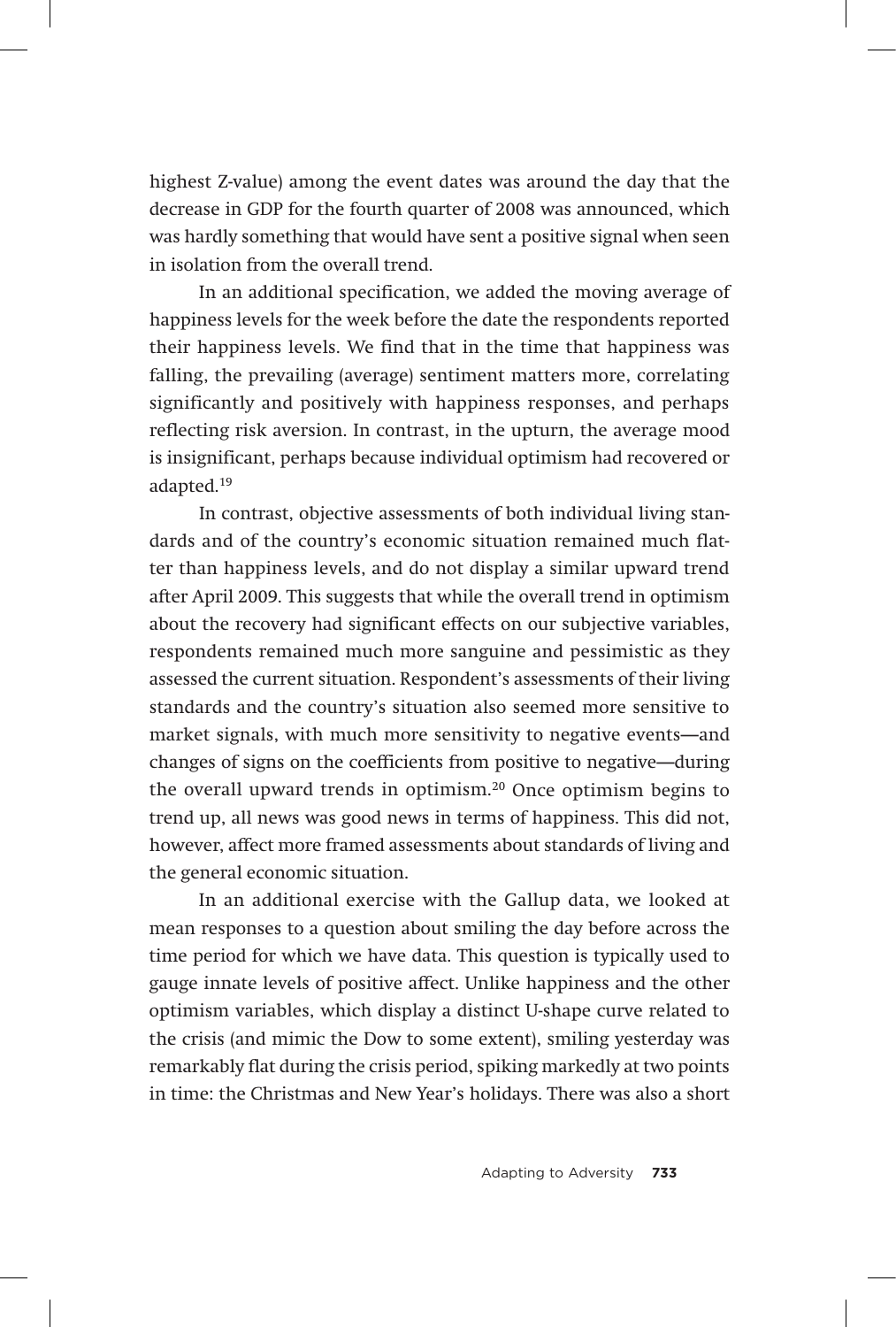highest Z-value) among the event dates was around the day that the decrease in GDP for the fourth quarter of 2008 was announced, which was hardly something that would have sent a positive signal when seen in isolation from the overall trend.

In an additional specification, we added the moving average of happiness levels for the week before the date the respondents reported their happiness levels. We find that in the time that happiness was falling, the prevailing (average) sentiment matters more, correlating significantly and positively with happiness responses, and perhaps reflecting risk aversion. In contrast, in the upturn, the average mood is insignificant, perhaps because individual optimism had recovered or adapted.[19]

In contrast, objective assessments of both individual living standards and of the country's economic situation remained much flatter than happiness levels, and do not display a similar upward trend after April 2009. This suggests that while the overall trend in optimism about the recovery had significant effects on our subjective variables, respondents remained much more sanguine and pessimistic as they assessed the current situation. Respondent's assessments of their living standards and the country's situation also seemed more sensitive to market signals, with much more sensitivity to negative events—and changes of signs on the coefficients from positive to negative—during the overall upward trends in optimism.[20] Once optimism begins to trend up, all news was good news in terms of happiness. This did not, however, affect more framed assessments about standards of living and the general economic situation.

In an additional exercise with the Gallup data, we looked at mean responses to a question about smiling the day before across the time period for which we have data. This question is typically used to gauge innate levels of positive affect. Unlike happiness and the other optimism variables, which display a distinct U-shape curve related to the crisis (and mimic the Dow to some extent), smiling yesterday was remarkably flat during the crisis period, spiking markedly at two points in time: the Christmas and New Year's holidays. There was also a short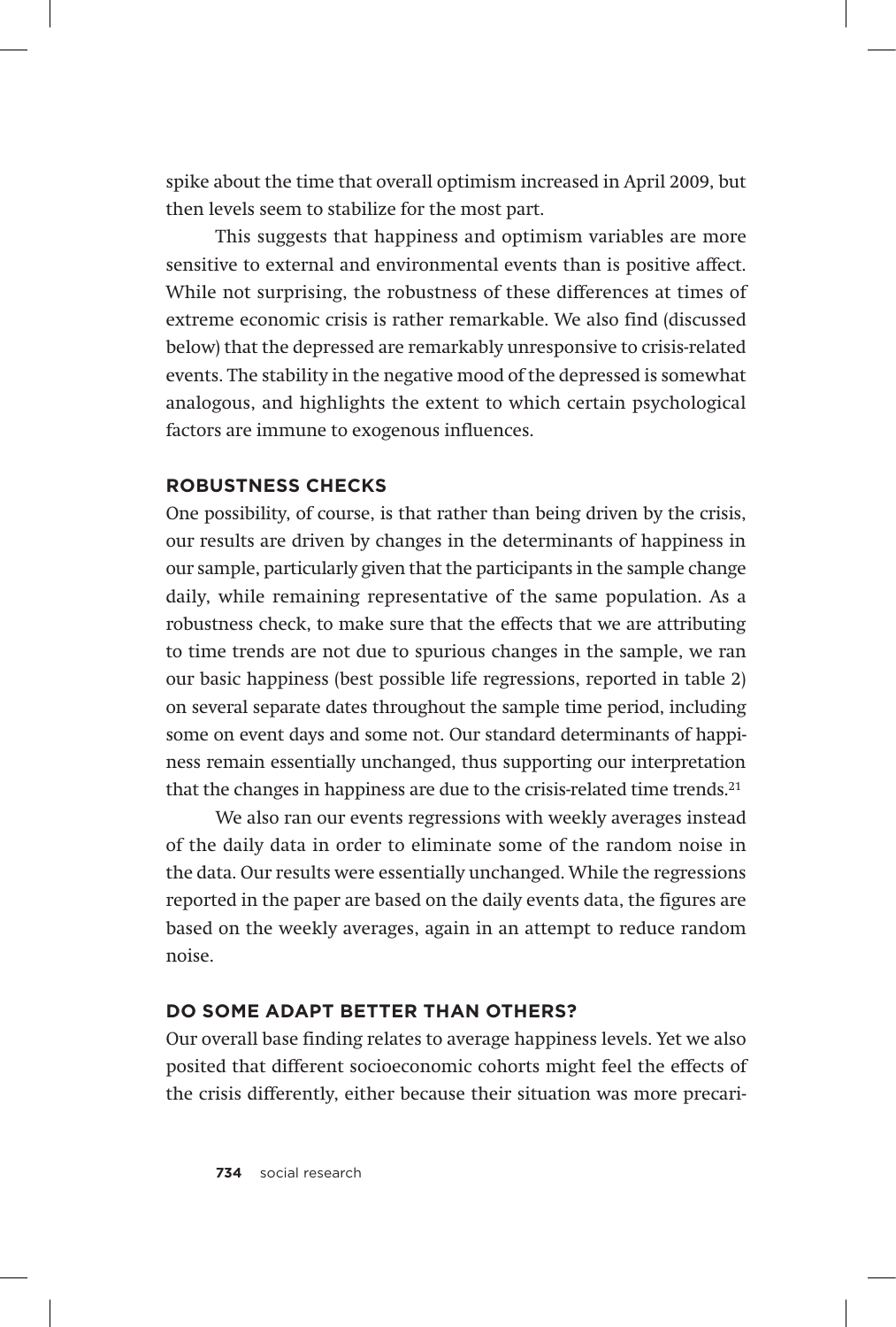spike about the time that overall optimism increased in April 2009, but then levels seem to stabilize for the most part.

This suggests that happiness and optimism variables are more sensitive to external and environmental events than is positive affect. While not surprising, the robustness of these differences at times of extreme economic crisis is rather remarkable. We also find (discussed below) that the depressed are remarkably unresponsive to crisis-related events. The stability in the negative mood of the depressed is somewhat analogous, and highlights the extent to which certain psychological factors are immune to exogenous influences.

### ROBUSTNESS CHECKS

One possibility, of course, is that rather than being driven by the crisis, our results are driven by changes in the determinants of happiness in our sample, particularly given that the participants in the sample change daily, while remaining representative of the same population. As a robustness check, to make sure that the effects that we are attributing to time trends are not due to spurious changes in the sample, we ran our basic happiness (best possible life regressions, reported in table 2) on several separate dates throughout the sample time period, including some on event days and some not. Our standard determinants of happiness remain essentially unchanged, thus supporting our interpretation that the changes in happiness are due to the crisis-related time trends.[21]

We also ran our events regressions with weekly averages instead of the daily data in order to eliminate some of the random noise in the data. Our results were essentially unchanged. While the regressions reported in the paper are based on the daily events data, the figures are based on the weekly averages, again in an attempt to reduce random noise.

### DO SOME ADAPT BETTER THAN OTHERS?

Our overall base finding relates to average happiness levels. Yet we also posited that different socioeconomic cohorts might feel the effects of the crisis differently, either because their situation was more precari-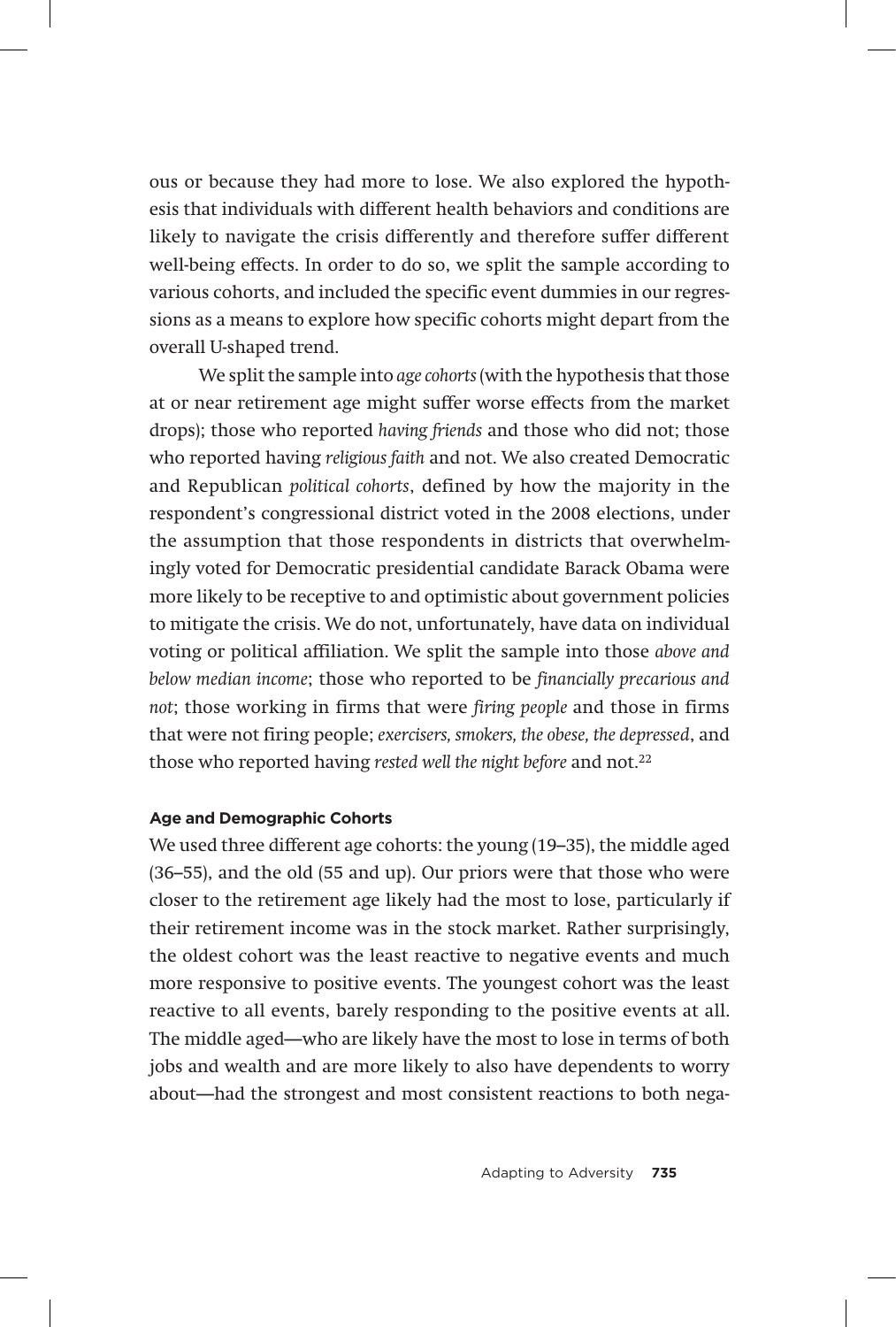ous or because they had more to lose. We also explored the hypothesis that individuals with different health behaviors and conditions are likely to navigate the crisis differently and therefore suffer different well-being effects. In order to do so, we split the sample according to various cohorts, and included the specific event dummies in our regressions as a means to explore how specific cohorts might depart from the overall U-shaped trend.

We split the sample into *age cohorts* (with the hypothesis that those at or near retirement age might suffer worse effects from the market drops); those who reported *having friends* and those who did not; those who reported having *religious faith* and not. We also created Democratic and Republican *political cohorts*, defined by how the majority in the respondent's congressional district voted in the 2008 elections, under the assumption that those respondents in districts that overwhelmingly voted for Democratic presidential candidate Barack Obama were more likely to be receptive to and optimistic about government policies to mitigate the crisis. We do not, unfortunately, have data on individual voting or political affiliation. We split the sample into those *above and below median income*; those who reported to be *financially precarious and not*; those working in firms that were *firing people* and those in firms that were not firing people; *exercisers, smokers, the obese, the depressed*, and those who reported having *rested well the night before* and not.[22]

#### Age and Demographic Cohorts

We used three different age cohorts: the young (19–35), the middle aged (36–55), and the old (55 and up). Our priors were that those who were closer to the retirement age likely had the most to lose, particularly if their retirement income was in the stock market. Rather surprisingly, the oldest cohort was the least reactive to negative events and much more responsive to positive events. The youngest cohort was the least reactive to all events, barely responding to the positive events at all. The middle aged—who are likely have the most to lose in terms of both jobs and wealth and are more likely to also have dependents to worry about—had the strongest and most consistent reactions to both nega-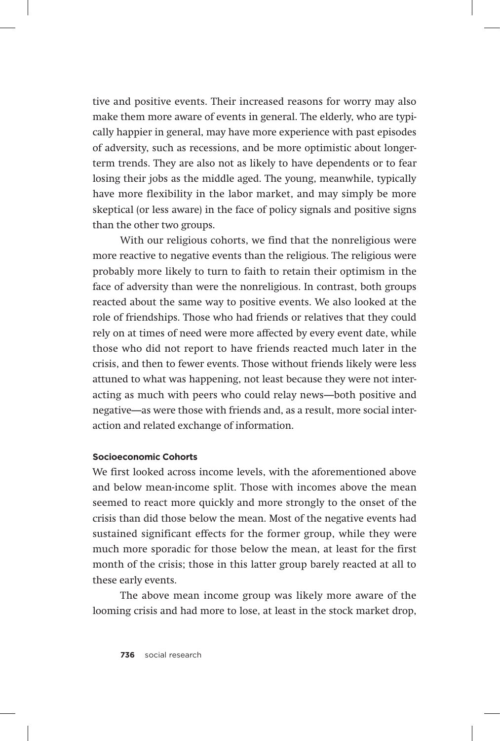tive and positive events. Their increased reasons for worry may also make them more aware of events in general. The elderly, who are typically happier in general, may have more experience with past episodes of adversity, such as recessions, and be more optimistic about longer-term trends. They are also not as likely to have dependents or to fear losing their jobs as the middle aged. The young, meanwhile, typically have more flexibility in the labor market, and may simply be more skeptical (or less aware) in the face of policy signals and positive signs than the other two groups.

With our religious cohorts, we find that the nonreligious were more reactive to negative events than the religious. The religious were probably more likely to turn to faith to retain their optimism in the face of adversity than were the nonreligious. In contrast, both groups reacted about the same way to positive events. We also looked at the role of friendships. Those who had friends or relatives that they could rely on at times of need were more affected by every event date, while those who did not report to have friends reacted much later in the crisis, and then to fewer events. Those without friends likely were less attuned to what was happening, not least because they were not interacting as much with peers who could relay news—both positive and negative—as were those with friends and, as a result, more social interaction and related exchange of information.

#### Socioeconomic Cohorts

We first looked across income levels, with the aforementioned above and below mean-income split. Those with incomes above the mean seemed to react more quickly and more strongly to the onset of the crisis than did those below the mean. Most of the negative events had sustained significant effects for the former group, while they were much more sporadic for those below the mean, at least for the first month of the crisis; those in this latter group barely reacted at all to these early events.

The above mean income group was likely more aware of the looming crisis and had more to lose, at least in the stock market drop,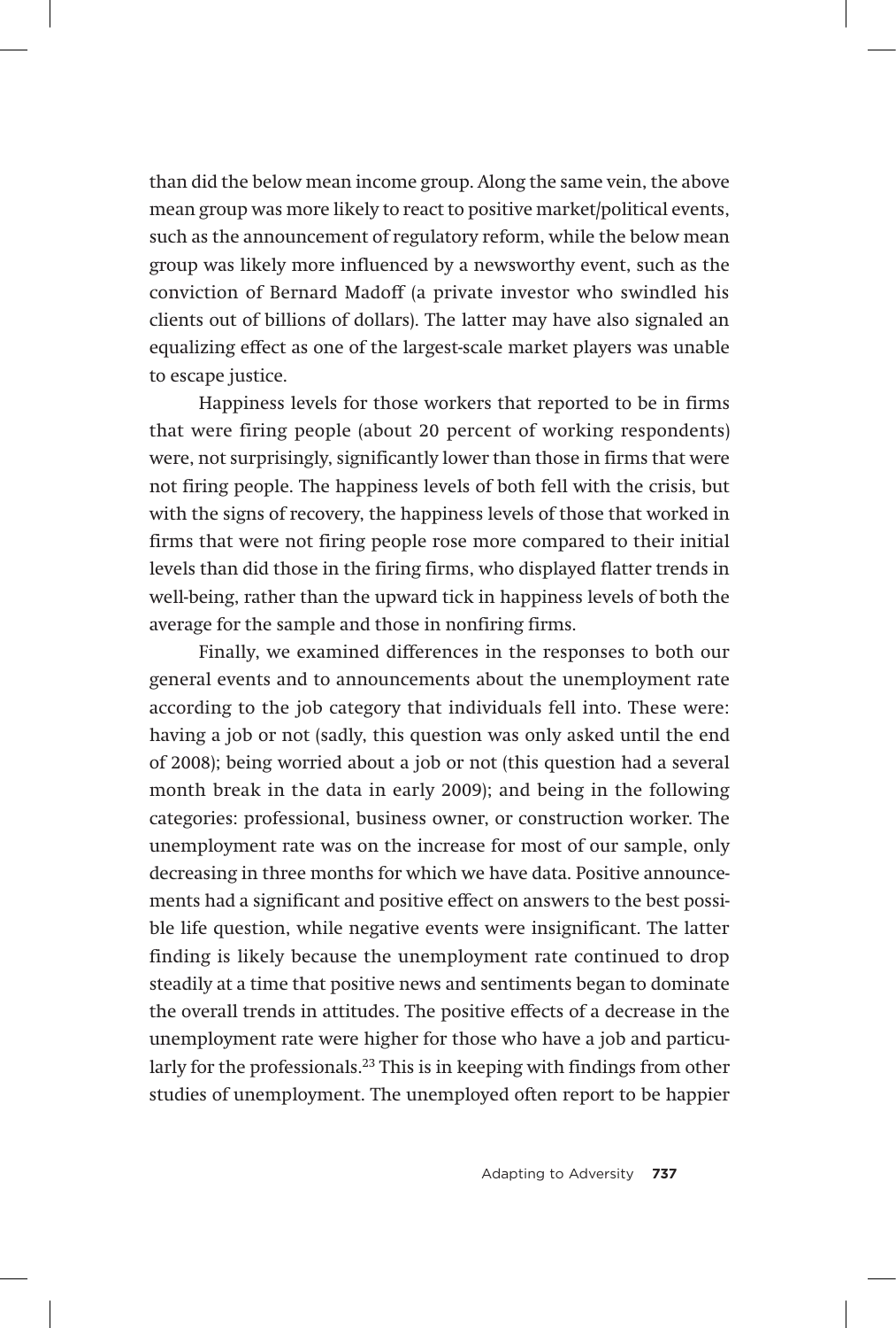than did the below mean income group. Along the same vein, the above mean group was more likely to react to positive market/political events, such as the announcement of regulatory reform, while the below mean group was likely more influenced by a newsworthy event, such as the conviction of Bernard Madoff (a private investor who swindled his clients out of billions of dollars). The latter may have also signaled an equalizing effect as one of the largest-scale market players was unable to escape justice.

Happiness levels for those workers that reported to be in firms that were firing people (about 20 percent of working respondents) were, not surprisingly, significantly lower than those in firms that were not firing people. The happiness levels of both fell with the crisis, but with the signs of recovery, the happiness levels of those that worked in firms that were not firing people rose more compared to their initial levels than did those in the firing firms, who displayed flatter trends in well-being, rather than the upward tick in happiness levels of both the average for the sample and those in nonfiring firms.

Finally, we examined differences in the responses to both our general events and to announcements about the unemployment rate according to the job category that individuals fell into. These were: having a job or not (sadly, this question was only asked until the end of 2008); being worried about a job or not (this question had a several month break in the data in early 2009); and being in the following categories: professional, business owner, or construction worker. The unemployment rate was on the increase for most of our sample, only decreasing in three months for which we have data. Positive announcements had a significant and positive effect on answers to the best possible life question, while negative events were insignificant. The latter finding is likely because the unemployment rate continued to drop steadily at a time that positive news and sentiments began to dominate the overall trends in attitudes. The positive effects of a decrease in the unemployment rate were higher for those who have a job and particularly for the professionals.[23] This is in keeping with findings from other studies of unemployment. The unemployed often report to be happier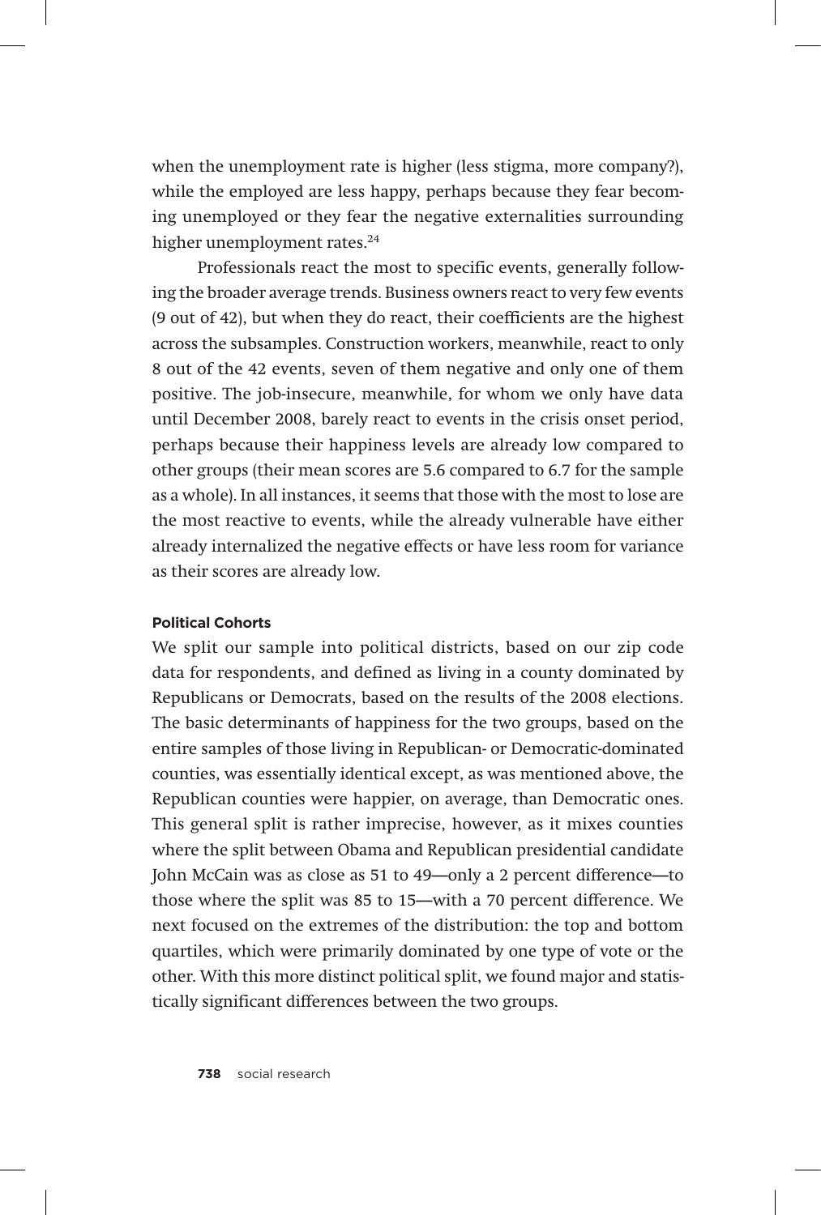when the unemployment rate is higher (less stigma, more company?), while the employed are less happy, perhaps because they fear becoming unemployed or they fear the negative externalities surrounding higher unemployment rates.[24]

Professionals react the most to specific events, generally following the broader average trends. Business owners react to very few events (9 out of 42), but when they do react, their coefficients are the highest across the subsamples. Construction workers, meanwhile, react to only 8 out of the 42 events, seven of them negative and only one of them positive. The job-insecure, meanwhile, for whom we only have data until December 2008, barely react to events in the crisis onset period, perhaps because their happiness levels are already low compared to other groups (their mean scores are 5.6 compared to 6.7 for the sample as a whole). In all instances, it seems that those with the most to lose are the most reactive to events, while the already vulnerable have either already internalized the negative effects or have less room for variance as their scores are already low.

#### Political Cohorts

We split our sample into political districts, based on our zip code data for respondents, and defined as living in a county dominated by Republicans or Democrats, based on the results of the 2008 elections. The basic determinants of happiness for the two groups, based on the entire samples of those living in Republican- or Democratic-dominated counties, was essentially identical except, as was mentioned above, the Republican counties were happier, on average, than Democratic ones. This general split is rather imprecise, however, as it mixes counties where the split between Obama and Republican presidential candidate John McCain was as close as 51 to 49—only a 2 percent difference—to those where the split was 85 to 15—with a 70 percent difference. We next focused on the extremes of the distribution: the top and bottom quartiles, which were primarily dominated by one type of vote or the other. With this more distinct political split, we found major and statistically significant differences between the two groups.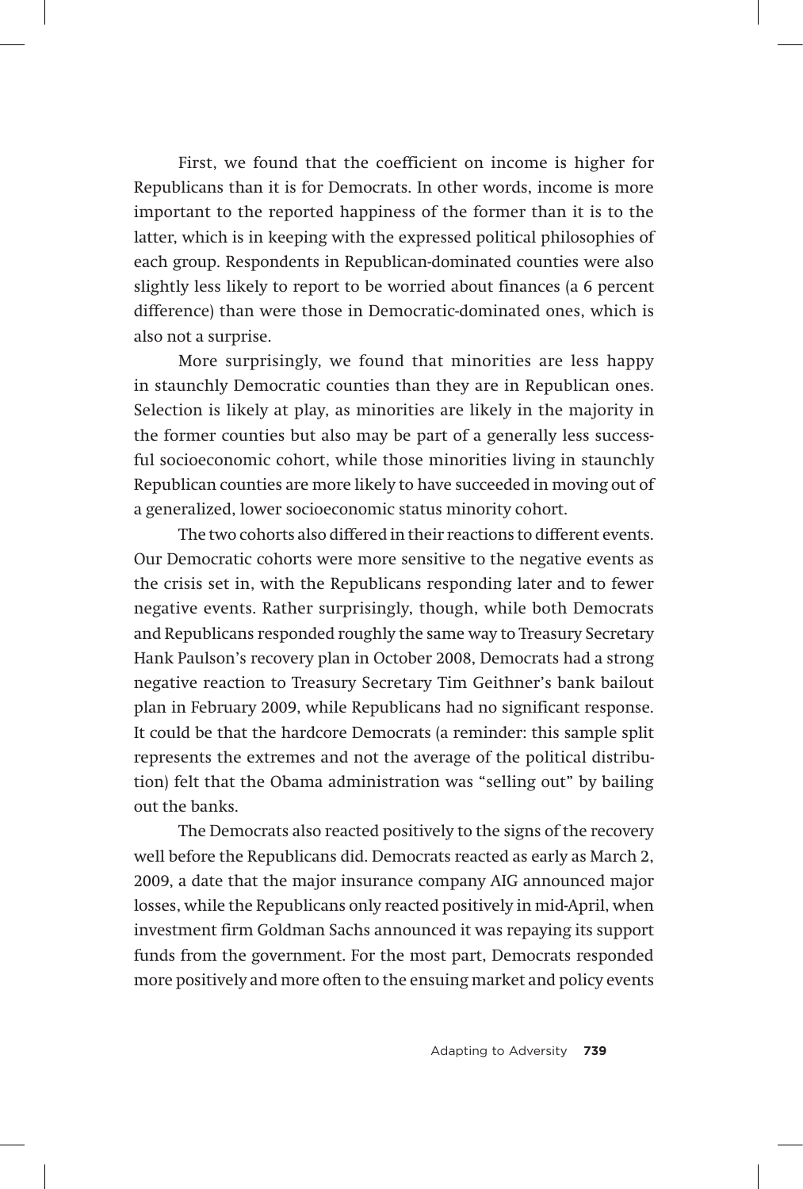First, we found that the coefficient on income is higher for Republicans than it is for Democrats. In other words, income is more important to the reported happiness of the former than it is to the latter, which is in keeping with the expressed political philosophies of each group. Respondents in Republican-dominated counties were also slightly less likely to report to be worried about finances (a 6 percent difference) than were those in Democratic-dominated ones, which is also not a surprise.

More surprisingly, we found that minorities are less happy in staunchly Democratic counties than they are in Republican ones. Selection is likely at play, as minorities are likely in the majority in the former counties but also may be part of a generally less successful socioeconomic cohort, while those minorities living in staunchly Republican counties are more likely to have succeeded in moving out of a generalized, lower socioeconomic status minority cohort.

The two cohorts also differed in their reactions to different events. Our Democratic cohorts were more sensitive to the negative events as the crisis set in, with the Republicans responding later and to fewer negative events. Rather surprisingly, though, while both Democrats and Republicans responded roughly the same way to Treasury Secretary Hank Paulson's recovery plan in October 2008, Democrats had a strong negative reaction to Treasury Secretary Tim Geithner's bank bailout plan in February 2009, while Republicans had no significant response. It could be that the hardcore Democrats (a reminder: this sample split represents the extremes and not the average of the political distribution) felt that the Obama administration was "selling out" by bailing out the banks.

The Democrats also reacted positively to the signs of the recovery well before the Republicans did. Democrats reacted as early as March 2, 2009, a date that the major insurance company AIG announced major losses, while the Republicans only reacted positively in mid-April, when investment firm Goldman Sachs announced it was repaying its support funds from the government. For the most part, Democrats responded more positively and more often to the ensuing market and policy events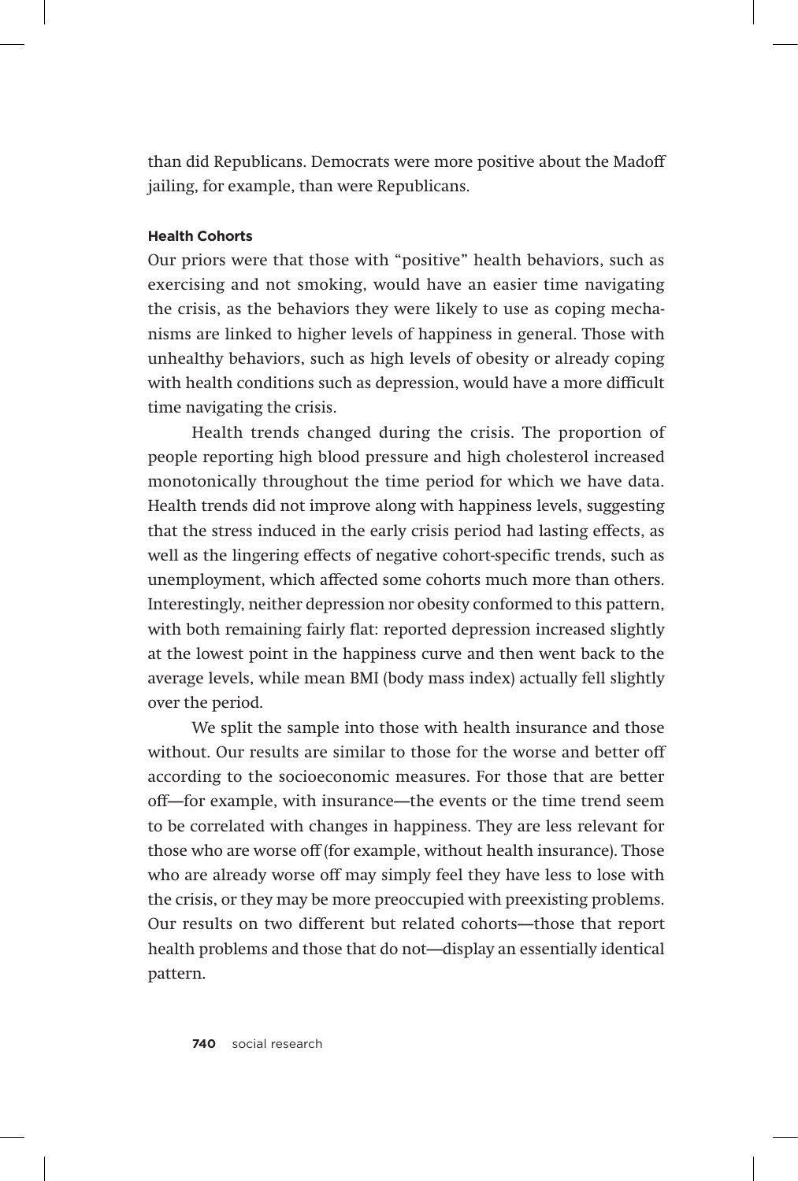than did Republicans. Democrats were more positive about the Madoff jailing, for example, than were Republicans.

#### Health Cohorts

Our priors were that those with "positive" health behaviors, such as exercising and not smoking, would have an easier time navigating the crisis, as the behaviors they were likely to use as coping mechanisms are linked to higher levels of happiness in general. Those with unhealthy behaviors, such as high levels of obesity or already coping with health conditions such as depression, would have a more difficult time navigating the crisis.

Health trends changed during the crisis. The proportion of people reporting high blood pressure and high cholesterol increased monotonically throughout the time period for which we have data. Health trends did not improve along with happiness levels, suggesting that the stress induced in the early crisis period had lasting effects, as well as the lingering effects of negative cohort-specific trends, such as unemployment, which affected some cohorts much more than others. Interestingly, neither depression nor obesity conformed to this pattern, with both remaining fairly flat: reported depression increased slightly at the lowest point in the happiness curve and then went back to the average levels, while mean BMI (body mass index) actually fell slightly over the period.

We split the sample into those with health insurance and those without. Our results are similar to those for the worse and better off according to the socioeconomic measures. For those that are better off—for example, with insurance—the events or the time trend seem to be correlated with changes in happiness. They are less relevant for those who are worse off (for example, without health insurance). Those who are already worse off may simply feel they have less to lose with the crisis, or they may be more preoccupied with preexisting problems. Our results on two different but related cohorts—those that report health problems and those that do not—display an essentially identical pattern.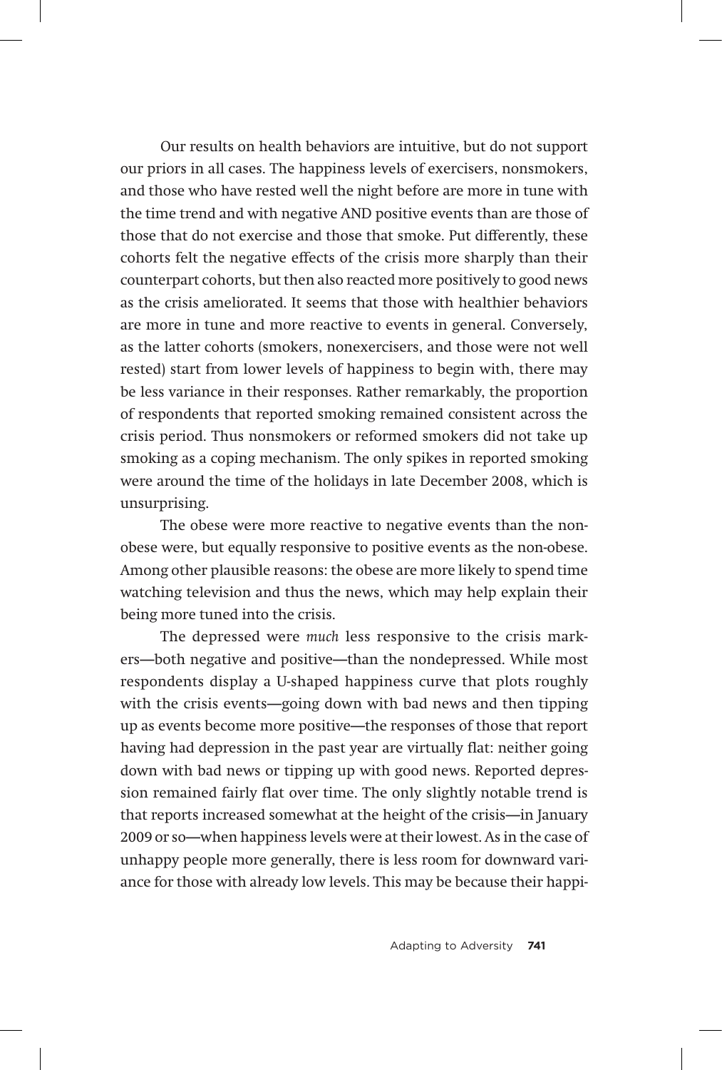Our results on health behaviors are intuitive, but do not support our priors in all cases. The happiness levels of exercisers, nonsmokers, and those who have rested well the night before are more in tune with the time trend and with negative AND positive events than are those of those that do not exercise and those that smoke. Put differently, these cohorts felt the negative effects of the crisis more sharply than their counterpart cohorts, but then also reacted more positively to good news as the crisis ameliorated. It seems that those with healthier behaviors are more in tune and more reactive to events in general. Conversely, as the latter cohorts (smokers, nonexercisers, and those were not well rested) start from lower levels of happiness to begin with, there may be less variance in their responses. Rather remarkably, the proportion of respondents that reported smoking remained consistent across the crisis period. Thus nonsmokers or reformed smokers did not take up smoking as a coping mechanism. The only spikes in reported smoking were around the time of the holidays in late December 2008, which is unsurprising.

The obese were more reactive to negative events than the non-obese were, but equally responsive to positive events as the non-obese. Among other plausible reasons: the obese are more likely to spend time watching television and thus the news, which may help explain their being more tuned into the crisis.

The depressed were *much* less responsive to the crisis markers—both negative and positive—than the nondepressed. While most respondents display a U-shaped happiness curve that plots roughly with the crisis events—going down with bad news and then tipping up as events become more positive—the responses of those that report having had depression in the past year are virtually flat: neither going down with bad news or tipping up with good news. Reported depression remained fairly flat over time. The only slightly notable trend is that reports increased somewhat at the height of the crisis—in January 2009 or so—when happiness levels were at their lowest. As in the case of unhappy people more generally, there is less room for downward variance for those with already low levels. This may be because their happi-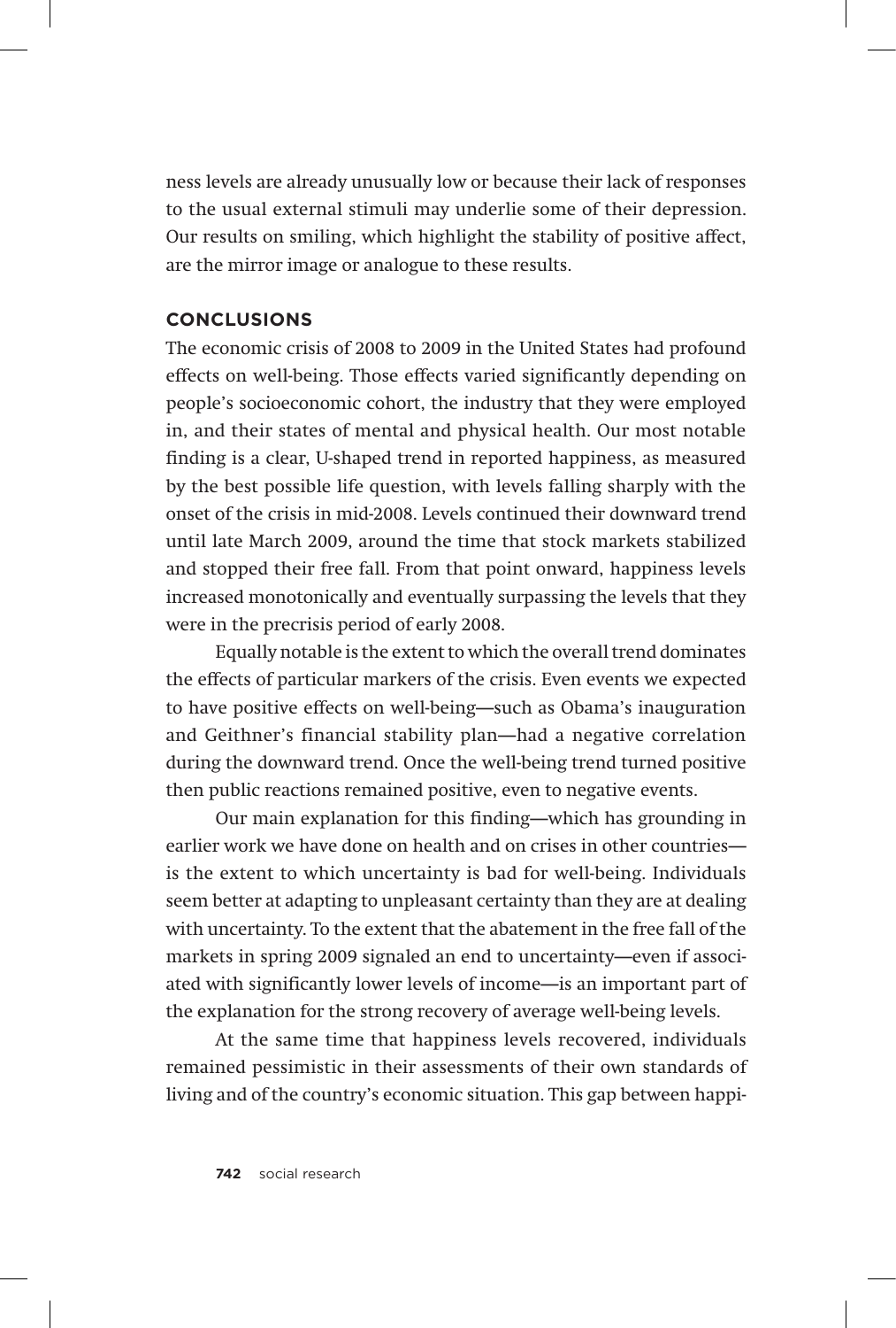ness levels are already unusually low or because their lack of responses to the usual external stimuli may underlie some of their depression. Our results on smiling, which highlight the stability of positive affect, are the mirror image or analogue to these results.

## CONCLUSIONS

The economic crisis of 2008 to 2009 in the United States had profound effects on well-being. Those effects varied significantly depending on people's socioeconomic cohort, the industry that they were employed in, and their states of mental and physical health. Our most notable finding is a clear, U-shaped trend in reported happiness, as measured by the best possible life question, with levels falling sharply with the onset of the crisis in mid-2008. Levels continued their downward trend until late March 2009, around the time that stock markets stabilized and stopped their free fall. From that point onward, happiness levels increased monotonically and eventually surpassing the levels that they were in the precrisis period of early 2008.

Equally notable is the extent to which the overall trend dominates the effects of particular markers of the crisis. Even events we expected to have positive effects on well-being—such as Obama's inauguration and Geithner's financial stability plan—had a negative correlation during the downward trend. Once the well-being trend turned positive then public reactions remained positive, even to negative events.

Our main explanation for this finding—which has grounding in earlier work we have done on health and on crises in other countries—is the extent to which uncertainty is bad for well-being. Individuals seem better at adapting to unpleasant certainty than they are at dealing with uncertainty. To the extent that the abatement in the free fall of the markets in spring 2009 signaled an end to uncertainty—even if associated with significantly lower levels of income—is an important part of the explanation for the strong recovery of average well-being levels.

At the same time that happiness levels recovered, individuals remained pessimistic in their assessments of their own standards of living and of the country's economic situation. This gap between happi-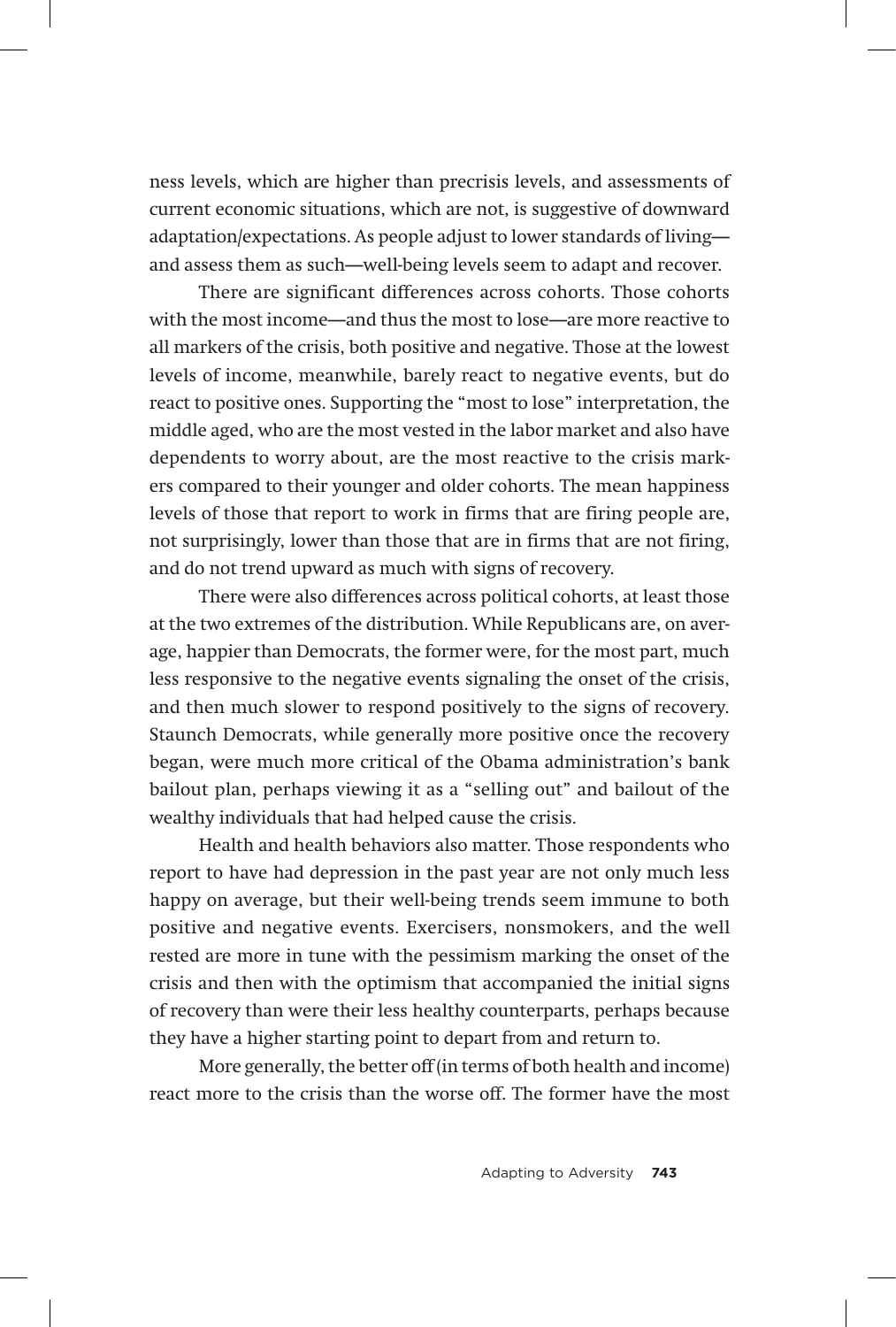ness levels, which are higher than precrisis levels, and assessments of current economic situations, which are not, is suggestive of downward adaptation/expectations. As people adjust to lower standards of living—and assess them as such—well-being levels seem to adapt and recover.

There are significant differences across cohorts. Those cohorts with the most income—and thus the most to lose—are more reactive to all markers of the crisis, both positive and negative. Those at the lowest levels of income, meanwhile, barely react to negative events, but do react to positive ones. Supporting the "most to lose" interpretation, the middle aged, who are the most vested in the labor market and also have dependents to worry about, are the most reactive to the crisis markers compared to their younger and older cohorts. The mean happiness levels of those that report to work in firms that are firing people are, not surprisingly, lower than those that are in firms that are not firing, and do not trend upward as much with signs of recovery.

There were also differences across political cohorts, at least those at the two extremes of the distribution. While Republicans are, on average, happier than Democrats, the former were, for the most part, much less responsive to the negative events signaling the onset of the crisis, and then much slower to respond positively to the signs of recovery. Staunch Democrats, while generally more positive once the recovery began, were much more critical of the Obama administration's bank bailout plan, perhaps viewing it as a "selling out" and bailout of the wealthy individuals that had helped cause the crisis.

Health and health behaviors also matter. Those respondents who report to have had depression in the past year are not only much less happy on average, but their well-being trends seem immune to both positive and negative events. Exercisers, nonsmokers, and the well rested are more in tune with the pessimism marking the onset of the crisis and then with the optimism that accompanied the initial signs of recovery than were their less healthy counterparts, perhaps because they have a higher starting point to depart from and return to.

More generally, the better off (in terms of both health and income) react more to the crisis than the worse off. The former have the most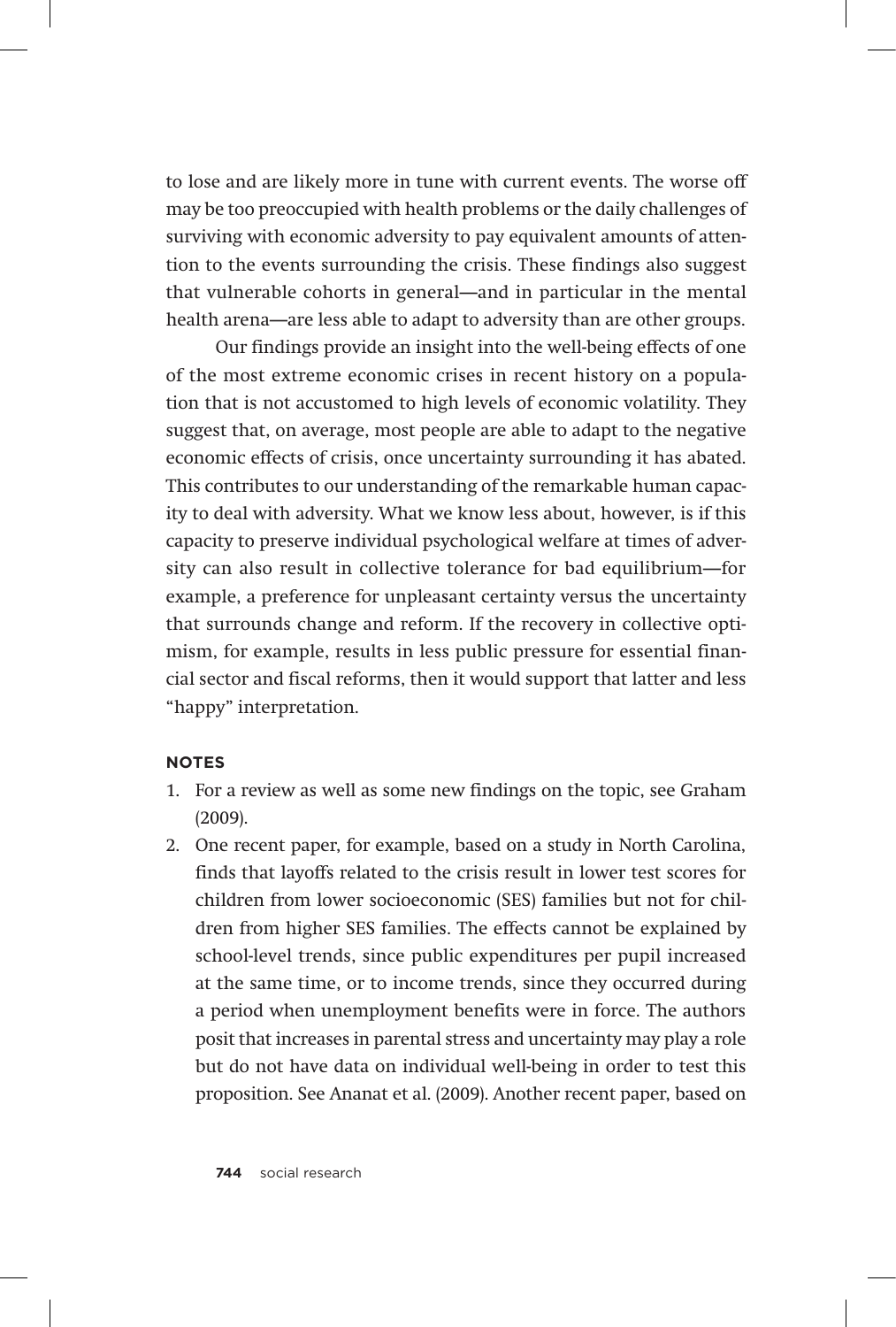to lose and are likely more in tune with current events. The worse off may be too preoccupied with health problems or the daily challenges of surviving with economic adversity to pay equivalent amounts of attention to the events surrounding the crisis. These findings also suggest that vulnerable cohorts in general—and in particular in the mental health arena—are less able to adapt to adversity than are other groups.

Our findings provide an insight into the well-being effects of one of the most extreme economic crises in recent history on a population that is not accustomed to high levels of economic volatility. They suggest that, on average, most people are able to adapt to the negative economic effects of crisis, once uncertainty surrounding it has abated. This contributes to our understanding of the remarkable human capacity to deal with adversity. What we know less about, however, is if this capacity to preserve individual psychological welfare at times of adversity can also result in collective tolerance for bad equilibrium—for example, a preference for unpleasant certainty versus the uncertainty that surrounds change and reform. If the recovery in collective optimism, for example, results in less public pressure for essential financial sector and fiscal reforms, then it would support that latter and less "happy" interpretation.

## NOTES

1. For a review as well as some new findings on the topic, see Graham (2009).
2. One recent paper, for example, based on a study in North Carolina, finds that layoffs related to the crisis result in lower test scores for children from lower socioeconomic (SES) families but not for children from higher SES families. The effects cannot be explained by school-level trends, since public expenditures per pupil increased at the same time, or to income trends, since they occurred during a period when unemployment benefits were in force. The authors posit that increases in parental stress and uncertainty may play a role but do not have data on individual well-being in order to test this proposition. See Ananat et al. (2009). Another recent paper, based on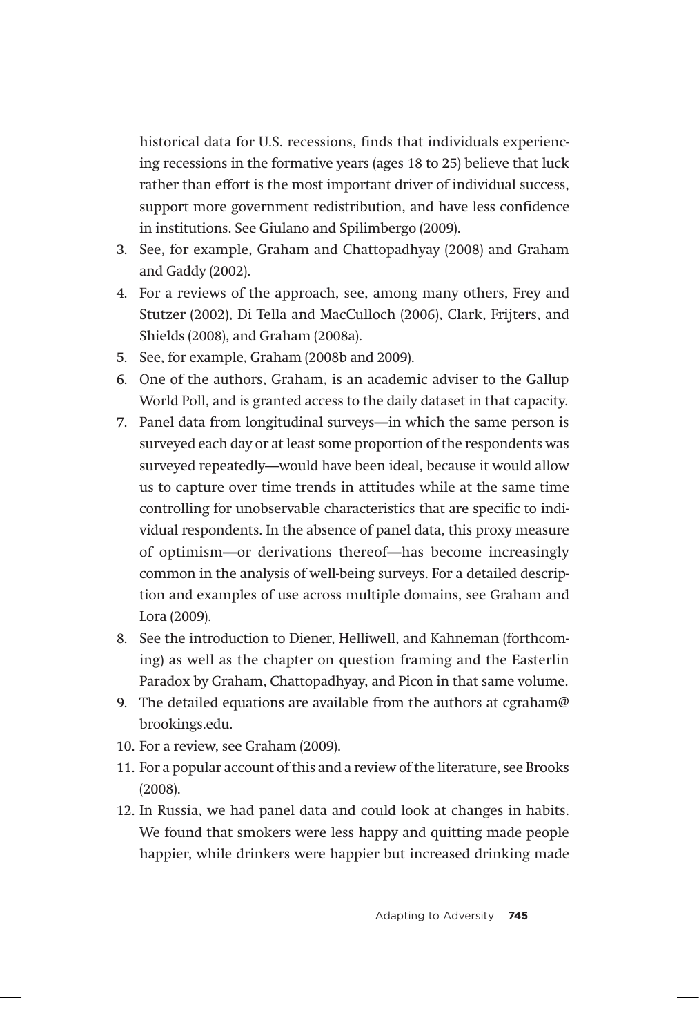historical data for U.S. recessions, finds that individuals experiencing recessions in the formative years (ages 18 to 25) believe that luck rather than effort is the most important driver of individual success, support more government redistribution, and have less confidence in institutions. See Giulano and Spilimbergo (2009).

3. See, for example, Graham and Chattopadhyay (2008) and Graham and Gaddy (2002).
4. For a reviews of the approach, see, among many others, Frey and Stutzer (2002), Di Tella and MacCulloch (2006), Clark, Frijters, and Shields (2008), and Graham (2008a).
5. See, for example, Graham (2008b and 2009).
6. One of the authors, Graham, is an academic adviser to the Gallup World Poll, and is granted access to the daily dataset in that capacity.
7. Panel data from longitudinal surveys—in which the same person is surveyed each day or at least some proportion of the respondents was surveyed repeatedly—would have been ideal, because it would allow us to capture over time trends in attitudes while at the same time controlling for unobservable characteristics that are specific to individual respondents. In the absence of panel data, this proxy measure of optimism—or derivations thereof—has become increasingly common in the analysis of well-being surveys. For a detailed description and examples of use across multiple domains, see Graham and Lora (2009).
8. See the introduction to Diener, Helliwell, and Kahneman (forthcoming) as well as the chapter on question framing and the Easterlin Paradox by Graham, Chattopadhyay, and Picon in that same volume.
9. The detailed equations are available from the authors at cgraham@brookings.edu.
10. For a review, see Graham (2009).
11. For a popular account of this and a review of the literature, see Brooks (2008).
12. In Russia, we had panel data and could look at changes in habits. We found that smokers were less happy and quitting made people happier, while drinkers were happier but increased drinking made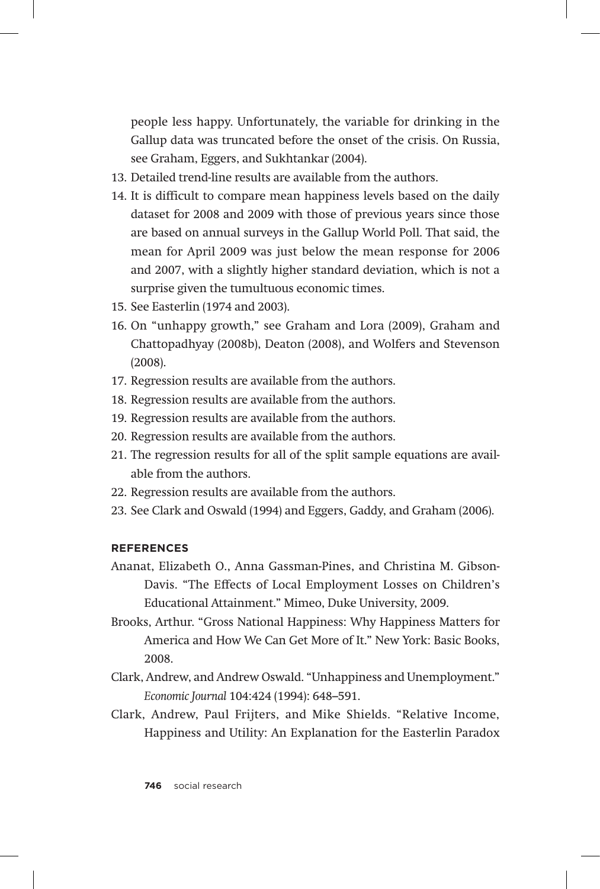people less happy. Unfortunately, the variable for drinking in the Gallup data was truncated before the onset of the crisis. On Russia, see Graham, Eggers, and Sukhtankar (2004).

13. Detailed trend-line results are available from the authors.
14. It is difficult to compare mean happiness levels based on the daily dataset for 2008 and 2009 with those of previous years since those are based on annual surveys in the Gallup World Poll. That said, the mean for April 2009 was just below the mean response for 2006 and 2007, with a slightly higher standard deviation, which is not a surprise given the tumultuous economic times.
15. See Easterlin (1974 and 2003).
16. On "unhappy growth," see Graham and Lora (2009), Graham and Chattopadhyay (2008b), Deaton (2008), and Wolfers and Stevenson (2008).
17. Regression results are available from the authors.
18. Regression results are available from the authors.
19. Regression results are available from the authors.
20. Regression results are available from the authors.
21. The regression results for all of the split sample equations are available from the authors.
22. Regression results are available from the authors.
23. See Clark and Oswald (1994) and Eggers, Gaddy, and Graham (2006).

## REFERENCES

Ananat, Elizabeth O., Anna Gassman-Pines, and Christina M. Gibson-Davis. "The Effects of Local Employment Losses on Children's Educational Attainment." Mimeo, Duke University, 2009.

Brooks, Arthur. "Gross National Happiness: Why Happiness Matters for America and How We Can Get More of It." New York: Basic Books, 2008.

Clark, Andrew, and Andrew Oswald. "Unhappiness and Unemployment." *Economic Journal* 104:424 (1994): 648–591.

Clark, Andrew, Paul Frijters, and Mike Shields. "Relative Income, Happiness and Utility: An Explanation for the Easterlin Paradox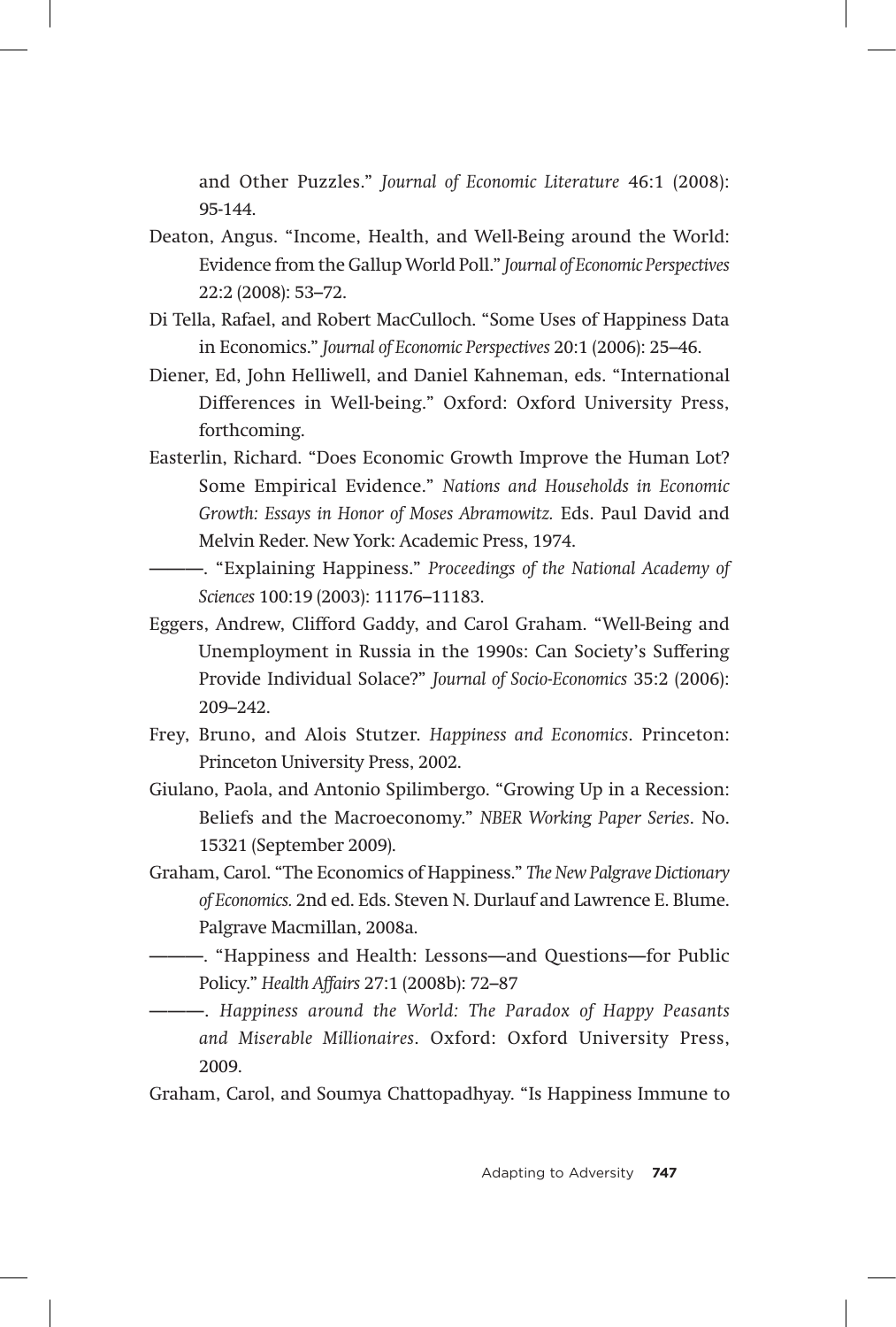and Other Puzzles." *Journal of Economic Literature* 46:1 (2008): 95-144.

Deaton, Angus. "Income, Health, and Well-Being around the World: Evidence from the Gallup World Poll." *Journal of Economic Perspectives* 22:2 (2008): 53–72.

Di Tella, Rafael, and Robert MacCulloch. "Some Uses of Happiness Data in Economics." *Journal of Economic Perspectives* 20:1 (2006): 25–46.

Diener, Ed, John Helliwell, and Daniel Kahneman, eds. "International Differences in Well-being." Oxford: Oxford University Press, forthcoming.

Easterlin, Richard. "Does Economic Growth Improve the Human Lot? Some Empirical Evidence." *Nations and Households in Economic Growth: Essays in Honor of Moses Abramowitz.* Eds. Paul David and Melvin Reder. New York: Academic Press, 1974.

———. "Explaining Happiness." *Proceedings of the National Academy of Sciences* 100:19 (2003): 11176–11183.

Eggers, Andrew, Clifford Gaddy, and Carol Graham. "Well-Being and Unemployment in Russia in the 1990s: Can Society's Suffering Provide Individual Solace?" *Journal of Socio-Economics* 35:2 (2006): 209–242.

Frey, Bruno, and Alois Stutzer. *Happiness and Economics*. Princeton: Princeton University Press, 2002.

Giulano, Paola, and Antonio Spilimbergo. "Growing Up in a Recession: Beliefs and the Macroeconomy." *NBER Working Paper Series*. No. 15321 (September 2009).

Graham, Carol. "The Economics of Happiness." *The New Palgrave Dictionary of Economics.* 2nd ed. Eds. Steven N. Durlauf and Lawrence E. Blume. Palgrave Macmillan, 2008a.

———. "Happiness and Health: Lessons—and Questions—for Public Policy." *Health Affairs* 27:1 (2008b): 72–87

———. *Happiness around the World: The Paradox of Happy Peasants and Miserable Millionaires*. Oxford: Oxford University Press, 2009.

Graham, Carol, and Soumya Chattopadhyay. "Is Happiness Immune to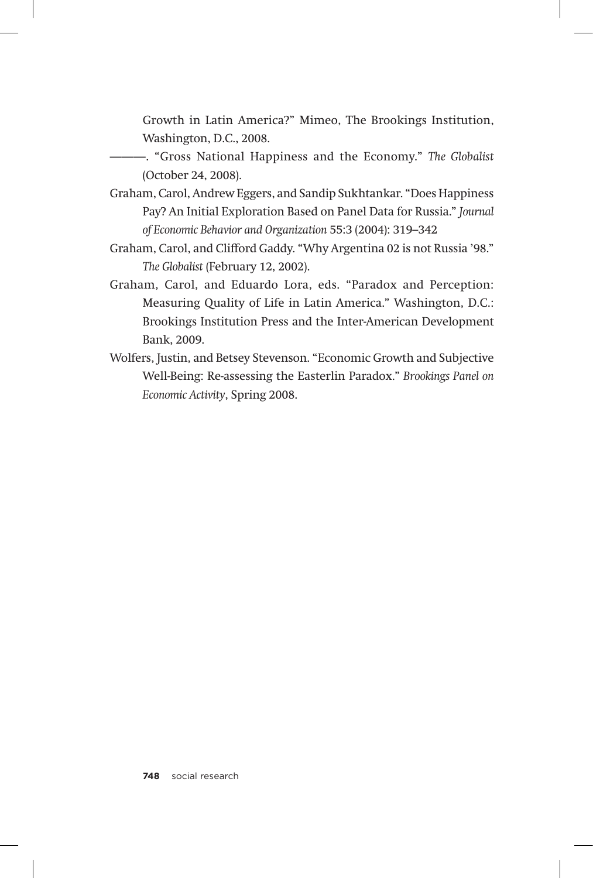Growth in Latin America?" Mimeo, The Brookings Institution, Washington, D.C., 2008.

———. "Gross National Happiness and the Economy." *The Globalist* (October 24, 2008).

Graham, Carol, Andrew Eggers, and Sandip Sukhtankar. "Does Happiness Pay? An Initial Exploration Based on Panel Data for Russia." *Journal of Economic Behavior and Organization* 55:3 (2004): 319–342

Graham, Carol, and Clifford Gaddy. "Why Argentina 02 is not Russia '98." *The Globalist* (February 12, 2002).

Graham, Carol, and Eduardo Lora, eds. "Paradox and Perception: Measuring Quality of Life in Latin America." Washington, D.C.: Brookings Institution Press and the Inter-American Development Bank, 2009.

Wolfers, Justin, and Betsey Stevenson. "Economic Growth and Subjective Well-Being: Re-assessing the Easterlin Paradox." *Brookings Panel on Economic Activity*, Spring 2008.